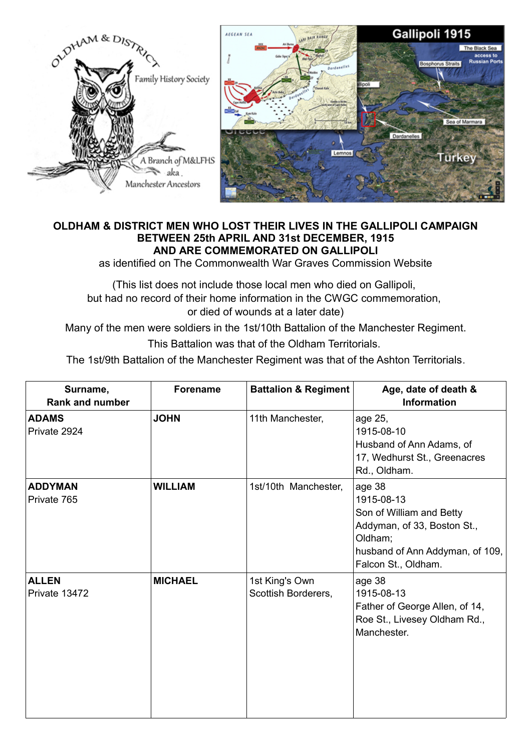**OLDHAM & DISTRICT MEN WHO LOST THEIR LIVES IN THE GALLIPOLI CAMPAIGN BETWEEN 25th APRIL AND 31st DECEMBER, 1915 AND ARE COMMEMORATED ON GALLIPOLI**

as identified on The Commonwealth War Graves Commission Website

(This list does not include those local men who died on Gallipoli, but had no record of their home information in the CWGC commemoration, or died of wounds at a later date)

Many of the men were soldiers in the 1st/10th Battalion of the Manchester Regiment.

This Battalion was that of the Oldham Territorials.

The 1st/9th Battalion of the Manchester Regiment was that of the Ashton Territorials.

| Surname, Rank and number | Forename | Battalion & Regiment | Age, date of death & Information |
|---|---|---|---|
| **ADAMS** Private 2924 | **JOHN** | 11th Manchester, | age 25, 1915-08-10 Husband of Ann Adams, of 17, Wedhurst St., Greenacres Rd., Oldham. |
| **ADDYMAN** Private 765 | **WILLIAM** | 1st/10th Manchester, | age 38 1915-08-13 Son of William and Betty Addyman, of 33, Boston St., Oldham; husband of Ann Addyman, of 109, Falcon St., Oldham. |
| **ALLEN** Private 13472 | **MICHAEL** | 1st King's Own Scottish Borderers, | age 38 1915-08-13 Father of George Allen, of 14, Roe St., Livesey Oldham Rd., Manchester. |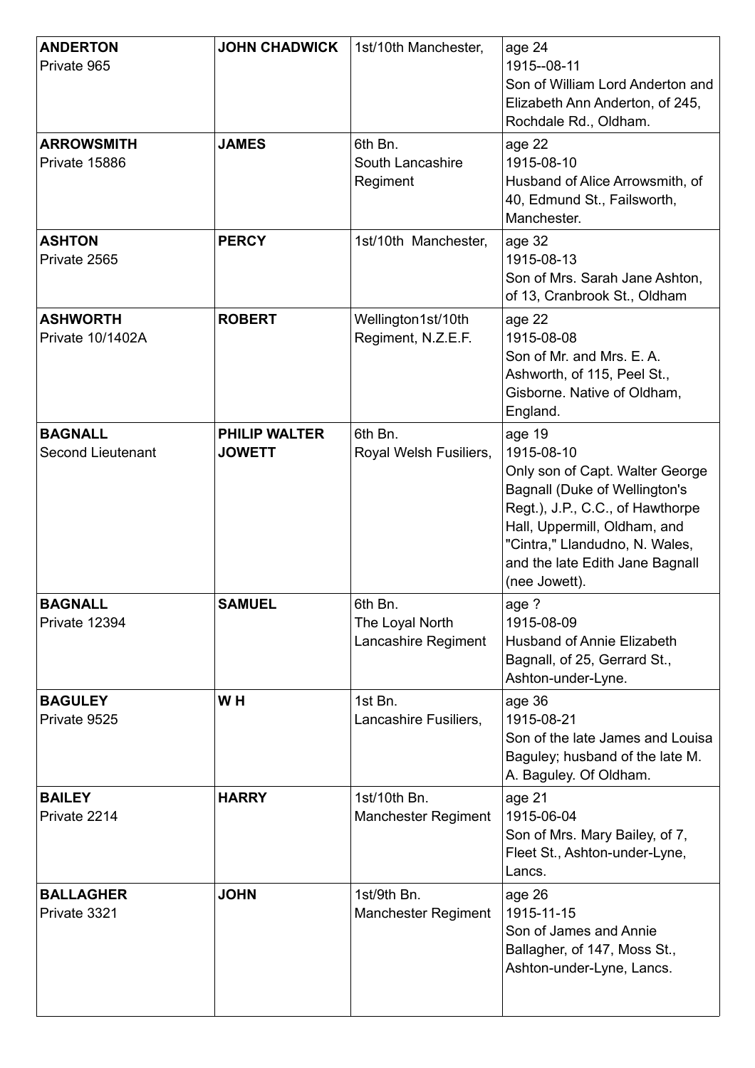| | | | |
|---|---|---|---|
| **ANDERTON**<br>Private 965 | **JOHN CHADWICK** | 1st/10th Manchester, | age 24<br>1915--08-11<br>Son of William Lord Anderton and Elizabeth Ann Anderton, of 245, Rochdale Rd., Oldham. |
| **ARROWSMITH**<br>Private 15886 | **JAMES** | 6th Bn.<br>South Lancashire Regiment | age 22<br>1915-08-10<br>Husband of Alice Arrowsmith, of 40, Edmund St., Failsworth, Manchester. |
| **ASHTON**<br>Private 2565 | **PERCY** | 1st/10th Manchester, | age 32<br>1915-08-13<br>Son of Mrs. Sarah Jane Ashton, of 13, Cranbrook St., Oldham |
| **ASHWORTH**<br>Private 10/1402A | **ROBERT** | Wellington1st/10th Regiment, N.Z.E.F. | age 22<br>1915-08-08<br>Son of Mr. and Mrs. E. A. Ashworth, of 115, Peel St., Gisborne. Native of Oldham, England. |
| **BAGNALL**<br>Second Lieutenant | **PHILIP WALTER JOWETT** | 6th Bn.<br>Royal Welsh Fusiliers, | age 19<br>1915-08-10<br>Only son of Capt. Walter George Bagnall (Duke of Wellington's Regt.), J.P., C.C., of Hawthorpe Hall, Uppermill, Oldham, and "Cintra," Llandudno, N. Wales, and the late Edith Jane Bagnall (nee Jowett). |
| **BAGNALL**<br>Private 12394 | **SAMUEL** | 6th Bn.<br>The Loyal North Lancashire Regiment | age ?<br>1915-08-09<br>Husband of Annie Elizabeth Bagnall, of 25, Gerrard St., Ashton-under-Lyne. |
| **BAGULEY**<br>Private 9525 | **W H** | 1st Bn.<br>Lancashire Fusiliers, | age 36<br>1915-08-21<br>Son of the late James and Louisa Baguley; husband of the late M. A. Baguley. Of Oldham. |
| **BAILEY**<br>Private 2214 | **HARRY** | 1st/10th Bn.<br>Manchester Regiment | age 21<br>1915-06-04<br>Son of Mrs. Mary Bailey, of 7, Fleet St., Ashton-under-Lyne, Lancs. |
| **BALLAGHER**<br>Private 3321 | **JOHN** | 1st/9th Bn.<br>Manchester Regiment | age 26<br>1915-11-15<br>Son of James and Annie Ballagher, of 147, Moss St., Ashton-under-Lyne, Lancs. |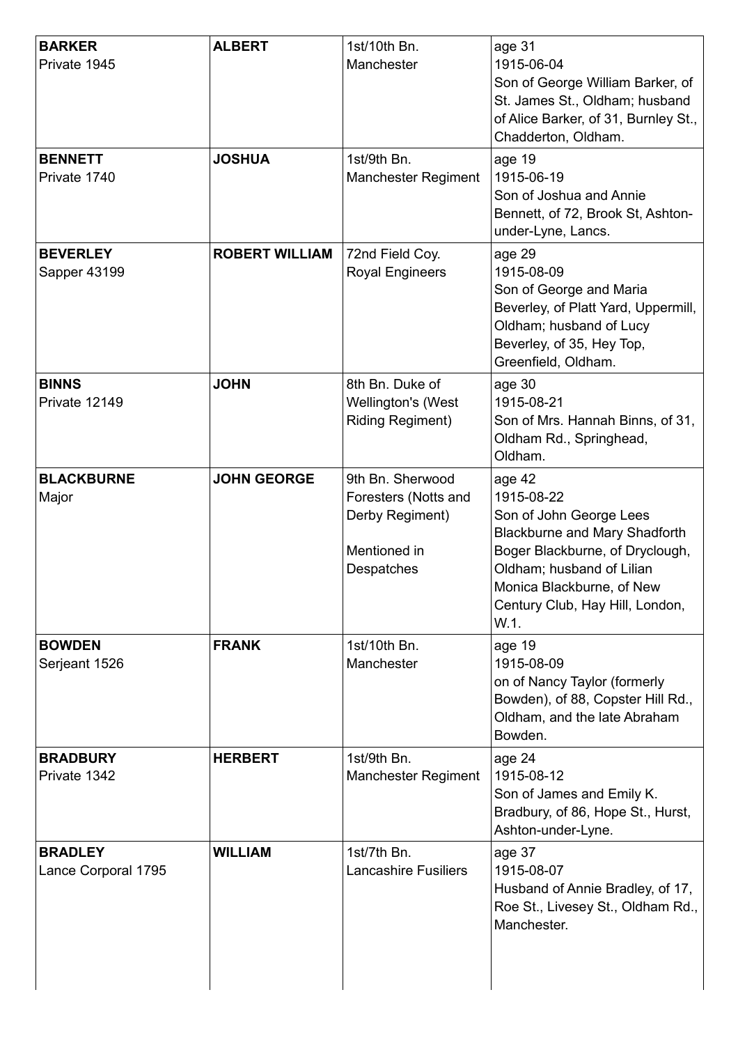| | | | |
|---|---|---|---|
| **BARKER**<br>Private 1945 | **ALBERT** | 1st/10th Bn.<br>Manchester | age 31<br>1915-06-04<br>Son of George William Barker, of St. James St., Oldham; husband of Alice Barker, of 31, Burnley St., Chadderton, Oldham. |
| **BENNETT**<br>Private 1740 | **JOSHUA** | 1st/9th Bn.<br>Manchester Regiment | age 19<br>1915-06-19<br>Son of Joshua and Annie Bennett, of 72, Brook St, Ashton-under-Lyne, Lancs. |
| **BEVERLEY**<br>Sapper 43199 | **ROBERT WILLIAM** | 72nd Field Coy.<br>Royal Engineers | age 29<br>1915-08-09<br>Son of George and Maria Beverley, of Platt Yard, Uppermill, Oldham; husband of Lucy Beverley, of 35, Hey Top, Greenfield, Oldham. |
| **BINNS**<br>Private 12149 | **JOHN** | 8th Bn. Duke of Wellington's (West Riding Regiment) | age 30<br>1915-08-21<br>Son of Mrs. Hannah Binns, of 31, Oldham Rd., Springhead, Oldham. |
| **BLACKBURNE**<br>Major | **JOHN GEORGE** | 9th Bn. Sherwood Foresters (Notts and Derby Regiment)<br><br>Mentioned in Despatches | age 42<br>1915-08-22<br>Son of John George Lees Blackburne and Mary Shadforth Boger Blackburne, of Dryclough, Oldham; husband of Lilian Monica Blackburne, of New Century Club, Hay Hill, London, W.1. |
| **BOWDEN**<br>Serjeant 1526 | **FRANK** | 1st/10th Bn.<br>Manchester | age 19<br>1915-08-09<br>on of Nancy Taylor (formerly Bowden), of 88, Copster Hill Rd., Oldham, and the late Abraham Bowden. |
| **BRADBURY**<br>Private 1342 | **HERBERT** | 1st/9th Bn.<br>Manchester Regiment | age 24<br>1915-08-12<br>Son of James and Emily K. Bradbury, of 86, Hope St., Hurst, Ashton-under-Lyne. |
| **BRADLEY**<br>Lance Corporal 1795 | **WILLIAM** | 1st/7th Bn.<br>Lancashire Fusiliers | age 37<br>1915-08-07<br>Husband of Annie Bradley, of 17, Roe St., Livesey St., Oldham Rd., Manchester. |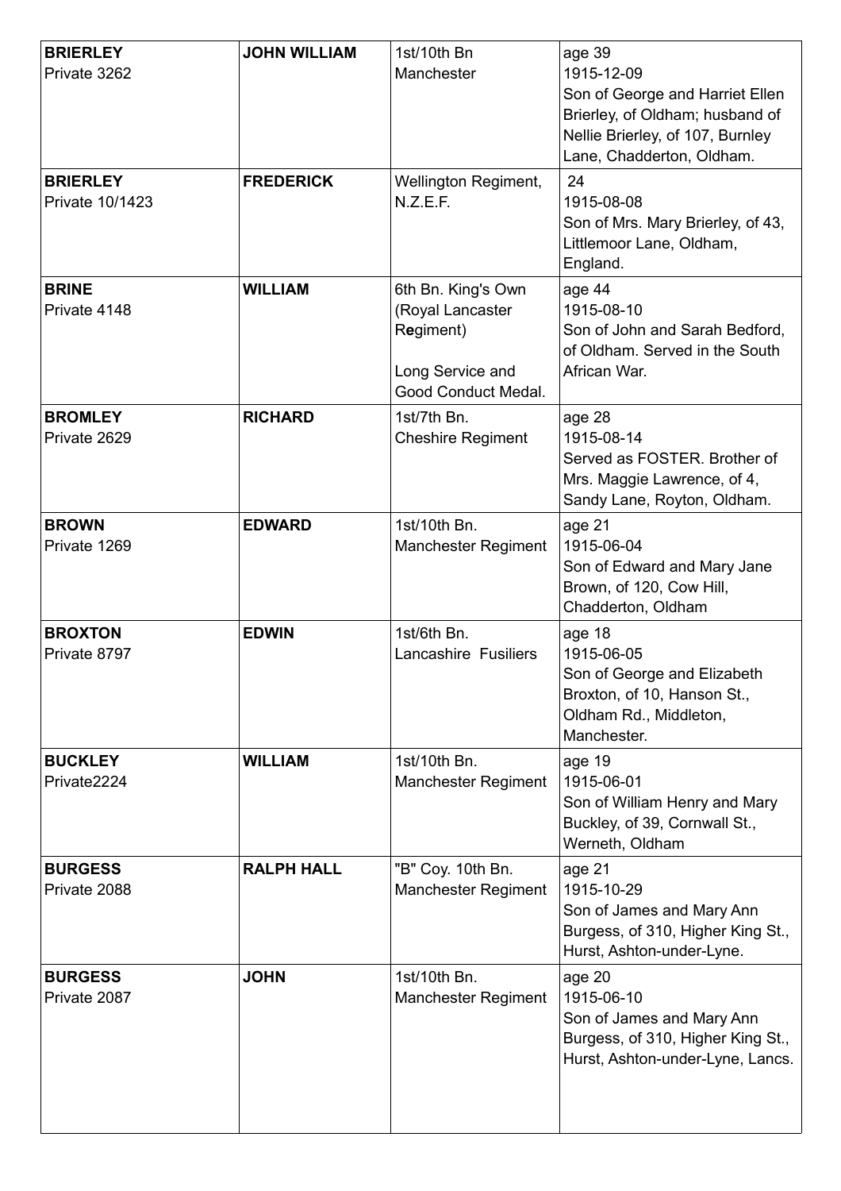| | | | |
|---|---|---|---|
| **BRIERLEY**<br>Private 3262 | **JOHN WILLIAM** | 1st/10th Bn<br>Manchester | age 39<br>1915-12-09<br>Son of George and Harriet Ellen Brierley, of Oldham; husband of Nellie Brierley, of 107, Burnley Lane, Chadderton, Oldham. |
| **BRIERLEY**<br>Private 10/1423 | **FREDERICK** | Wellington Regiment, N.Z.E.F. | 24<br>1915-08-08<br>Son of Mrs. Mary Brierley, of 43, Littlemoor Lane, Oldham, England. |
| **BRINE**<br>Private 4148 | **WILLIAM** | 6th Bn. King's Own (Royal Lancaster Regiment)<br><br>Long Service and Good Conduct Medal. | age 44<br>1915-08-10<br>Son of John and Sarah Bedford, of Oldham. Served in the South African War. |
| **BROMLEY**<br>Private 2629 | **RICHARD** | 1st/7th Bn.<br>Cheshire Regiment | age 28<br>1915-08-14<br>Served as FOSTER. Brother of Mrs. Maggie Lawrence, of 4, Sandy Lane, Royton, Oldham. |
| **BROWN**<br>Private 1269 | **EDWARD** | 1st/10th Bn.<br>Manchester Regiment | age 21<br>1915-06-04<br>Son of Edward and Mary Jane Brown, of 120, Cow Hill, Chadderton, Oldham |
| **BROXTON**<br>Private 8797 | **EDWIN** | 1st/6th Bn.<br>Lancashire Fusiliers | age 18<br>1915-06-05<br>Son of George and Elizabeth Broxton, of 10, Hanson St., Oldham Rd., Middleton, Manchester. |
| **BUCKLEY**<br>Private2224 | **WILLIAM** | 1st/10th Bn.<br>Manchester Regiment | age 19<br>1915-06-01<br>Son of William Henry and Mary Buckley, of 39, Cornwall St., Werneth, Oldham |
| **BURGESS**<br>Private 2088 | **RALPH HALL** | "B" Coy. 10th Bn.<br>Manchester Regiment | age 21<br>1915-10-29<br>Son of James and Mary Ann Burgess, of 310, Higher King St., Hurst, Ashton-under-Lyne. |
| **BURGESS**<br>Private 2087 | **JOHN** | 1st/10th Bn.<br>Manchester Regiment | age 20<br>1915-06-10<br>Son of James and Mary Ann Burgess, of 310, Higher King St., Hurst, Ashton-under-Lyne, Lancs. |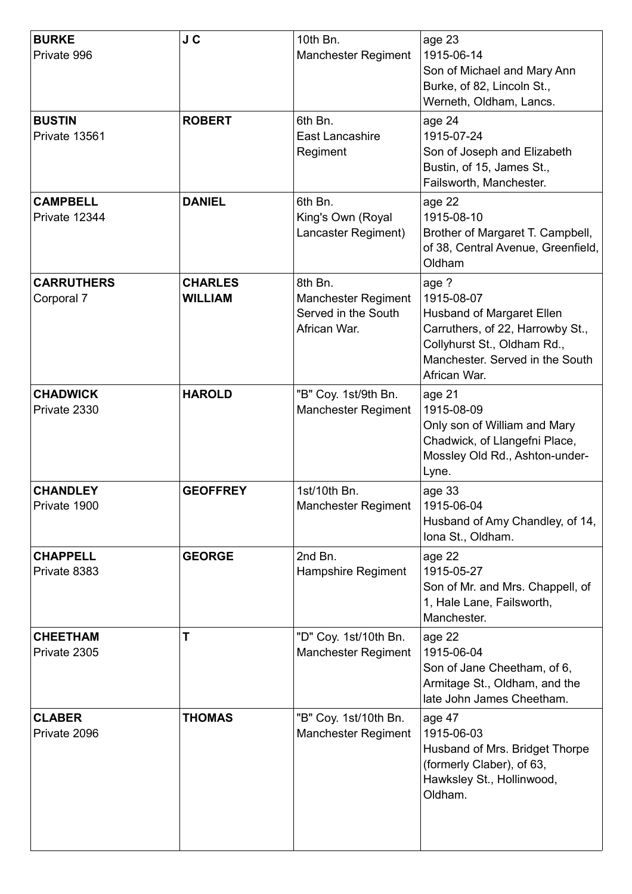| | | | |
|---|---|---|---|
| **BURKE**<br>Private 996 | **J C** | 10th Bn.<br>Manchester Regiment | age 23<br>1915-06-14<br>Son of Michael and Mary Ann Burke, of 82, Lincoln St., Werneth, Oldham, Lancs. |
| **BUSTIN**<br>Private 13561 | **ROBERT** | 6th Bn.<br>East Lancashire Regiment | age 24<br>1915-07-24<br>Son of Joseph and Elizabeth Bustin, of 15, James St., Failsworth, Manchester. |
| **CAMPBELL**<br>Private 12344 | **DANIEL** | 6th Bn.<br>King's Own (Royal Lancaster Regiment) | age 22<br>1915-08-10<br>Brother of Margaret T. Campbell, of 38, Central Avenue, Greenfield, Oldham |
| **CARRUTHERS**<br>Corporal 7 | **CHARLES WILLIAM** | 8th Bn.<br>Manchester Regiment<br>Served in the South African War. | age ?<br>1915-08-07<br>Husband of Margaret Ellen Carruthers, of 22, Harrowby St., Collyhurst St., Oldham Rd., Manchester. Served in the South African War. |
| **CHADWICK**<br>Private 2330 | **HAROLD** | "B" Coy. 1st/9th Bn.<br>Manchester Regiment | age 21<br>1915-08-09<br>Only son of William and Mary Chadwick, of Llangefni Place, Mossley Old Rd., Ashton-under-Lyne. |
| **CHANDLEY**<br>Private 1900 | **GEOFFREY** | 1st/10th Bn.<br>Manchester Regiment | age 33<br>1915-06-04<br>Husband of Amy Chandley, of 14, Iona St., Oldham. |
| **CHAPPELL**<br>Private 8383 | **GEORGE** | 2nd Bn.<br>Hampshire Regiment | age 22<br>1915-05-27<br>Son of Mr. and Mrs. Chappell, of 1, Hale Lane, Failsworth, Manchester. |
| **CHEETHAM**<br>Private 2305 | **T** | "D" Coy. 1st/10th Bn.<br>Manchester Regiment | age 22<br>1915-06-04<br>Son of Jane Cheetham, of 6, Armitage St., Oldham, and the late John James Cheetham. |
| **CLABER**<br>Private 2096 | **THOMAS** | "B" Coy. 1st/10th Bn.<br>Manchester Regiment | age 47<br>1915-06-03<br>Husband of Mrs. Bridget Thorpe (formerly Claber), of 63, Hawksley St., Hollinwood, Oldham. |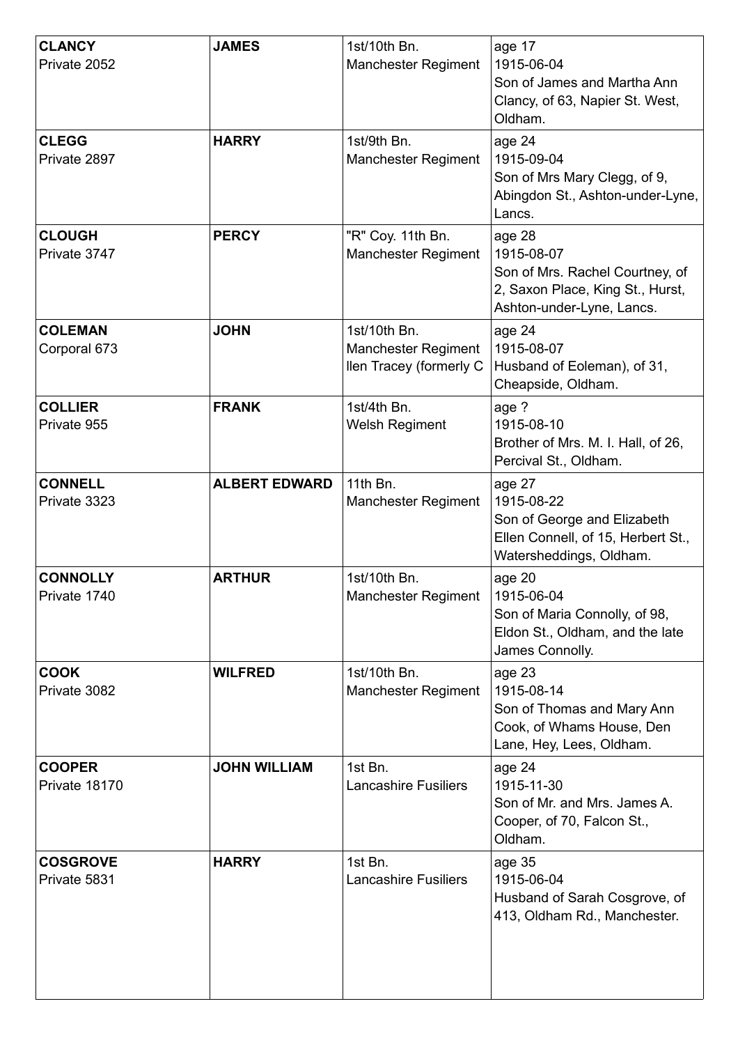| | | | |
|---|---|---|---|
| **CLANCY**<br>Private 2052 | **JAMES** | 1st/10th Bn.<br>Manchester Regiment | age 17<br>1915-06-04<br>Son of James and Martha Ann Clancy, of 63, Napier St. West, Oldham. |
| **CLEGG**<br>Private 2897 | **HARRY** | 1st/9th Bn.<br>Manchester Regiment | age 24<br>1915-09-04<br>Son of Mrs Mary Clegg, of 9, Abingdon St., Ashton-under-Lyne, Lancs. |
| **CLOUGH**<br>Private 3747 | **PERCY** | "R" Coy. 11th Bn.<br>Manchester Regiment | age 28<br>1915-08-07<br>Son of Mrs. Rachel Courtney, of 2, Saxon Place, King St., Hurst, Ashton-under-Lyne, Lancs. |
| **COLEMAN**<br>Corporal 673 | **JOHN** | 1st/10th Bn.<br>Manchester Regiment<br>llen Tracey (formerly C | age 24<br>1915-08-07<br>Husband of Eoleman), of 31, Cheapside, Oldham. |
| **COLLIER**<br>Private 955 | **FRANK** | 1st/4th Bn.<br>Welsh Regiment | age ?<br>1915-08-10<br>Brother of Mrs. M. I. Hall, of 26, Percival St., Oldham. |
| **CONNELL**<br>Private 3323 | **ALBERT EDWARD** | 11th Bn.<br>Manchester Regiment | age 27<br>1915-08-22<br>Son of George and Elizabeth Ellen Connell, of 15, Herbert St., Watersheddings, Oldham. |
| **CONNOLLY**<br>Private 1740 | **ARTHUR** | 1st/10th Bn.<br>Manchester Regiment | age 20<br>1915-06-04<br>Son of Maria Connolly, of 98, Eldon St., Oldham, and the late James Connolly. |
| **COOK**<br>Private 3082 | **WILFRED** | 1st/10th Bn.<br>Manchester Regiment | age 23<br>1915-08-14<br>Son of Thomas and Mary Ann Cook, of Whams House, Den Lane, Hey, Lees, Oldham. |
| **COOPER**<br>Private 18170 | **JOHN WILLIAM** | 1st Bn.<br>Lancashire Fusiliers | age 24<br>1915-11-30<br>Son of Mr. and Mrs. James A. Cooper, of 70, Falcon St., Oldham. |
| **COSGROVE**<br>Private 5831 | **HARRY** | 1st Bn.<br>Lancashire Fusiliers | age 35<br>1915-06-04<br>Husband of Sarah Cosgrove, of 413, Oldham Rd., Manchester. |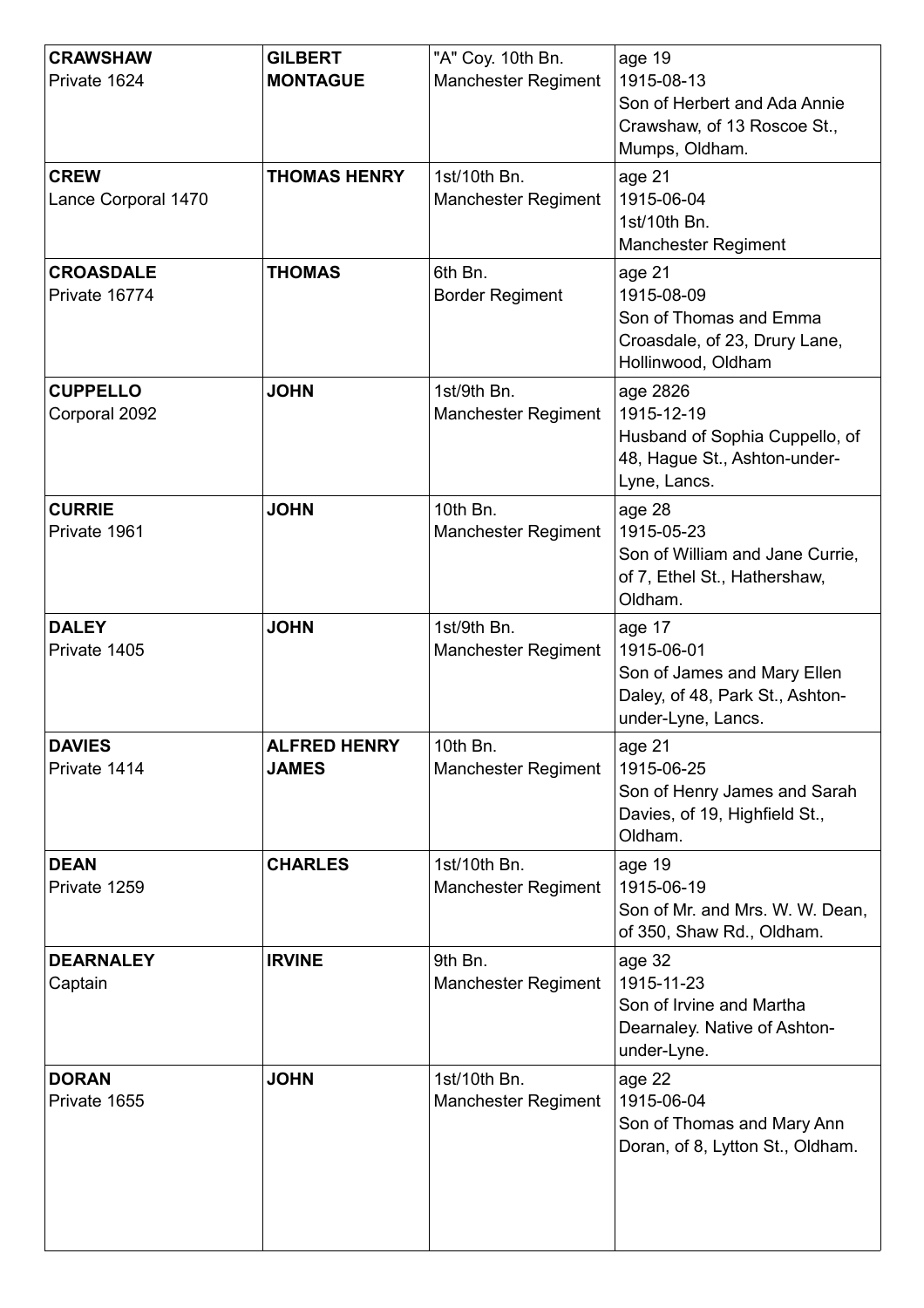| | | | |
|---|---|---|---|
| **CRAWSHAW**<br>Private 1624 | **GILBERT MONTAGUE** | "A" Coy. 10th Bn.<br>Manchester Regiment | age 19<br>1915-08-13<br>Son of Herbert and Ada Annie Crawshaw, of 13 Roscoe St., Mumps, Oldham. |
| **CREW**<br>Lance Corporal 1470 | **THOMAS HENRY** | 1st/10th Bn.<br>Manchester Regiment | age 21<br>1915-06-04<br>1st/10th Bn.<br>Manchester Regiment |
| **CROASDALE**<br>Private 16774 | **THOMAS** | 6th Bn.<br>Border Regiment | age 21<br>1915-08-09<br>Son of Thomas and Emma Croasdale, of 23, Drury Lane, Hollinwood, Oldham |
| **CUPPELLO**<br>Corporal 2092 | **JOHN** | 1st/9th Bn.<br>Manchester Regiment | age 2826<br>1915-12-19<br>Husband of Sophia Cuppello, of 48, Hague St., Ashton-under-Lyne, Lancs. |
| **CURRIE**<br>Private 1961 | **JOHN** | 10th Bn.<br>Manchester Regiment | age 28<br>1915-05-23<br>Son of William and Jane Currie, of 7, Ethel St., Hathershaw, Oldham. |
| **DALEY**<br>Private 1405 | **JOHN** | 1st/9th Bn.<br>Manchester Regiment | age 17<br>1915-06-01<br>Son of James and Mary Ellen Daley, of 48, Park St., Ashton-under-Lyne, Lancs. |
| **DAVIES**<br>Private 1414 | **ALFRED HENRY JAMES** | 10th Bn.<br>Manchester Regiment | age 21<br>1915-06-25<br>Son of Henry James and Sarah Davies, of 19, Highfield St., Oldham. |
| **DEAN**<br>Private 1259 | **CHARLES** | 1st/10th Bn.<br>Manchester Regiment | age 19<br>1915-06-19<br>Son of Mr. and Mrs. W. W. Dean, of 350, Shaw Rd., Oldham. |
| **DEARNALEY**<br>Captain | **IRVINE** | 9th Bn.<br>Manchester Regiment | age 32<br>1915-11-23<br>Son of Irvine and Martha Dearnaley. Native of Ashton-under-Lyne. |
| **DORAN**<br>Private 1655 | **JOHN** | 1st/10th Bn.<br>Manchester Regiment | age 22<br>1915-06-04<br>Son of Thomas and Mary Ann Doran, of 8, Lytton St., Oldham. |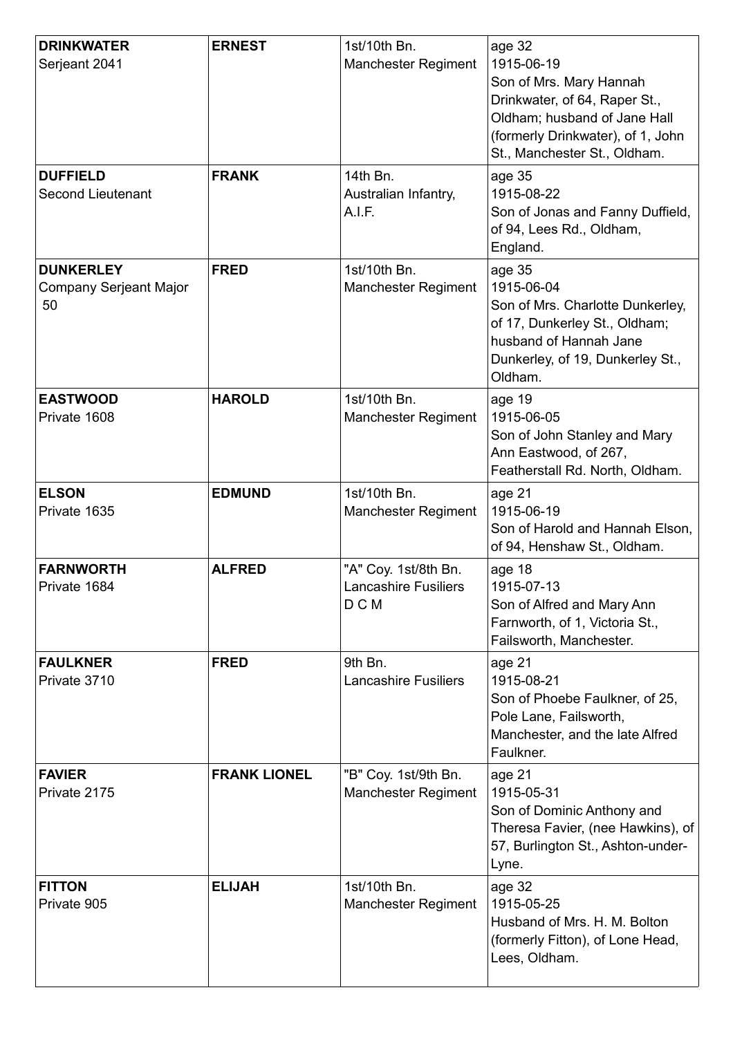| | | | |
|---|---|---|---|
| **DRINKWATER**<br>Serjeant 2041 | **ERNEST** | 1st/10th Bn.<br>Manchester Regiment | age 32<br>1915-06-19<br>Son of Mrs. Mary Hannah Drinkwater, of 64, Raper St., Oldham; husband of Jane Hall (formerly Drinkwater), of 1, John St., Manchester St., Oldham. |
| **DUFFIELD**<br>Second Lieutenant | **FRANK** | 14th Bn.<br>Australian Infantry, A.I.F. | age 35<br>1915-08-22<br>Son of Jonas and Fanny Duffield, of 94, Lees Rd., Oldham, England. |
| **DUNKERLEY**<br>Company Serjeant Major 50 | **FRED** | 1st/10th Bn.<br>Manchester Regiment | age 35<br>1915-06-04<br>Son of Mrs. Charlotte Dunkerley, of 17, Dunkerley St., Oldham; husband of Hannah Jane Dunkerley, of 19, Dunkerley St., Oldham. |
| **EASTWOOD**<br>Private 1608 | **HAROLD** | 1st/10th Bn.<br>Manchester Regiment | age 19<br>1915-06-05<br>Son of John Stanley and Mary Ann Eastwood, of 267, Featherstall Rd. North, Oldham. |
| **ELSON**<br>Private 1635 | **EDMUND** | 1st/10th Bn.<br>Manchester Regiment | age 21<br>1915-06-19<br>Son of Harold and Hannah Elson, of 94, Henshaw St., Oldham. |
| **FARNWORTH**<br>Private 1684 | **ALFRED** | "A" Coy. 1st/8th Bn.<br>Lancashire Fusiliers<br>D C M | age 18<br>1915-07-13<br>Son of Alfred and Mary Ann Farnworth, of 1, Victoria St., Failsworth, Manchester. |
| **FAULKNER**<br>Private 3710 | **FRED** | 9th Bn.<br>Lancashire Fusiliers | age 21<br>1915-08-21<br>Son of Phoebe Faulkner, of 25, Pole Lane, Failsworth, Manchester, and the late Alfred Faulkner. |
| **FAVIER**<br>Private 2175 | **FRANK LIONEL** | "B" Coy. 1st/9th Bn.<br>Manchester Regiment | age 21<br>1915-05-31<br>Son of Dominic Anthony and Theresa Favier, (nee Hawkins), of 57, Burlington St., Ashton-under-Lyne. |
| **FITTON**<br>Private 905 | **ELIJAH** | 1st/10th Bn.<br>Manchester Regiment | age 32<br>1915-05-25<br>Husband of Mrs. H. M. Bolton (formerly Fitton), of Lone Head, Lees, Oldham. |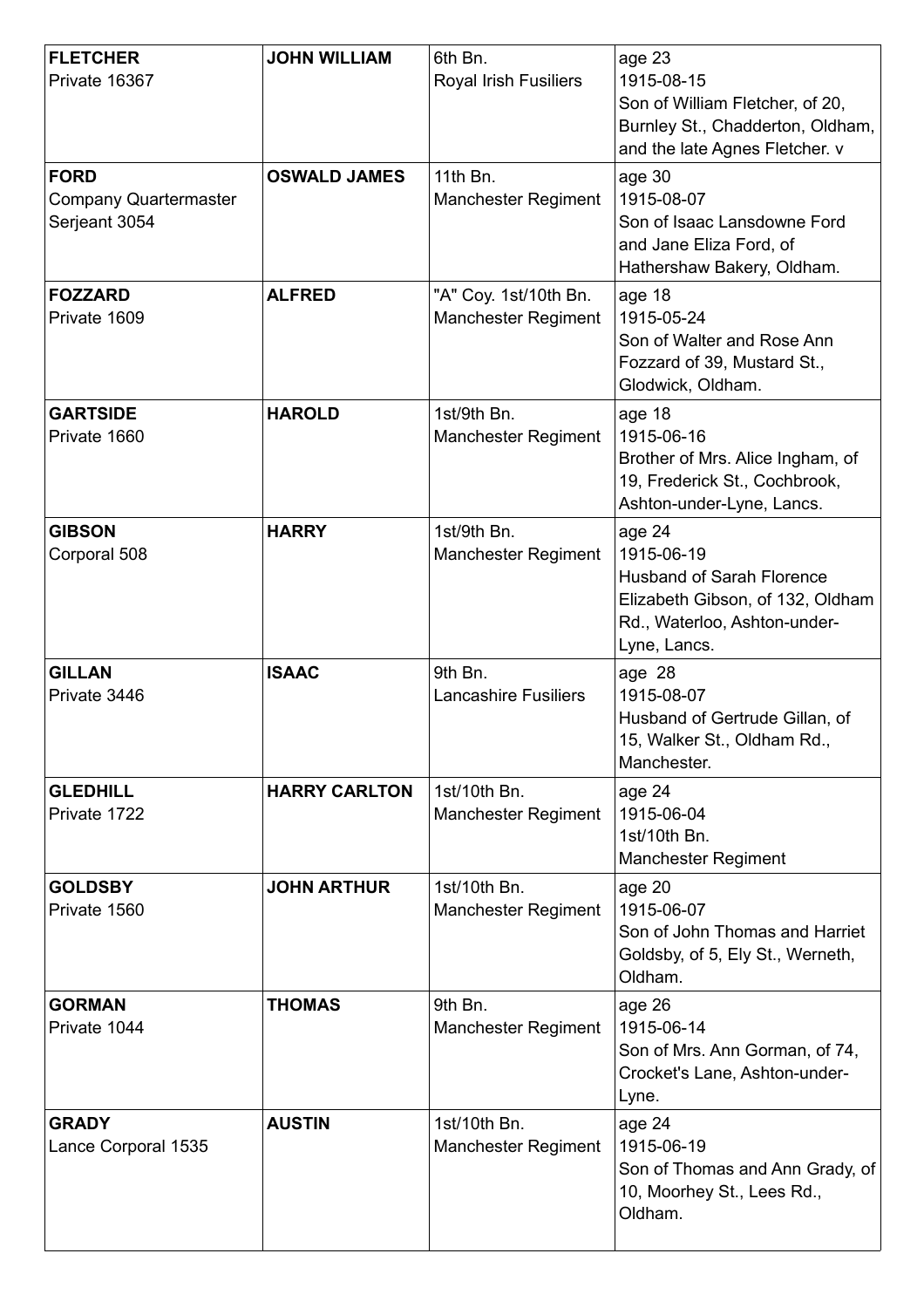| | | | |
|---|---|---|---|
| **FLETCHER**<br>Private 16367 | **JOHN WILLIAM** | 6th Bn.<br>Royal Irish Fusiliers | age 23<br>1915-08-15<br>Son of William Fletcher, of 20, Burnley St., Chadderton, Oldham, and the late Agnes Fletcher. v |
| **FORD**<br>Company Quartermaster Serjeant 3054 | **OSWALD JAMES** | 11th Bn.<br>Manchester Regiment | age 30<br>1915-08-07<br>Son of Isaac Lansdowne Ford and Jane Eliza Ford, of Hathershaw Bakery, Oldham. |
| **FOZZARD**<br>Private 1609 | **ALFRED** | "A" Coy. 1st/10th Bn.<br>Manchester Regiment | age 18<br>1915-05-24<br>Son of Walter and Rose Ann Fozzard of 39, Mustard St., Glodwick, Oldham. |
| **GARTSIDE**<br>Private 1660 | **HAROLD** | 1st/9th Bn.<br>Manchester Regiment | age 18<br>1915-06-16<br>Brother of Mrs. Alice Ingham, of 19, Frederick St., Cochbrook, Ashton-under-Lyne, Lancs. |
| **GIBSON**<br>Corporal 508 | **HARRY** | 1st/9th Bn.<br>Manchester Regiment | age 24<br>1915-06-19<br>Husband of Sarah Florence Elizabeth Gibson, of 132, Oldham Rd., Waterloo, Ashton-under-Lyne, Lancs. |
| **GILLAN**<br>Private 3446 | **ISAAC** | 9th Bn.<br>Lancashire Fusiliers | age 28<br>1915-08-07<br>Husband of Gertrude Gillan, of 15, Walker St., Oldham Rd., Manchester. |
| **GLEDHILL**<br>Private 1722 | **HARRY CARLTON** | 1st/10th Bn.<br>Manchester Regiment | age 24<br>1915-06-04<br>1st/10th Bn.<br>Manchester Regiment |
| **GOLDSBY**<br>Private 1560 | **JOHN ARTHUR** | 1st/10th Bn.<br>Manchester Regiment | age 20<br>1915-06-07<br>Son of John Thomas and Harriet Goldsby, of 5, Ely St., Werneth, Oldham. |
| **GORMAN**<br>Private 1044 | **THOMAS** | 9th Bn.<br>Manchester Regiment | age 26<br>1915-06-14<br>Son of Mrs. Ann Gorman, of 74, Crocket's Lane, Ashton-under-Lyne. |
| **GRADY**<br>Lance Corporal 1535 | **AUSTIN** | 1st/10th Bn.<br>Manchester Regiment | age 24<br>1915-06-19<br>Son of Thomas and Ann Grady, of 10, Moorhey St., Lees Rd., Oldham. |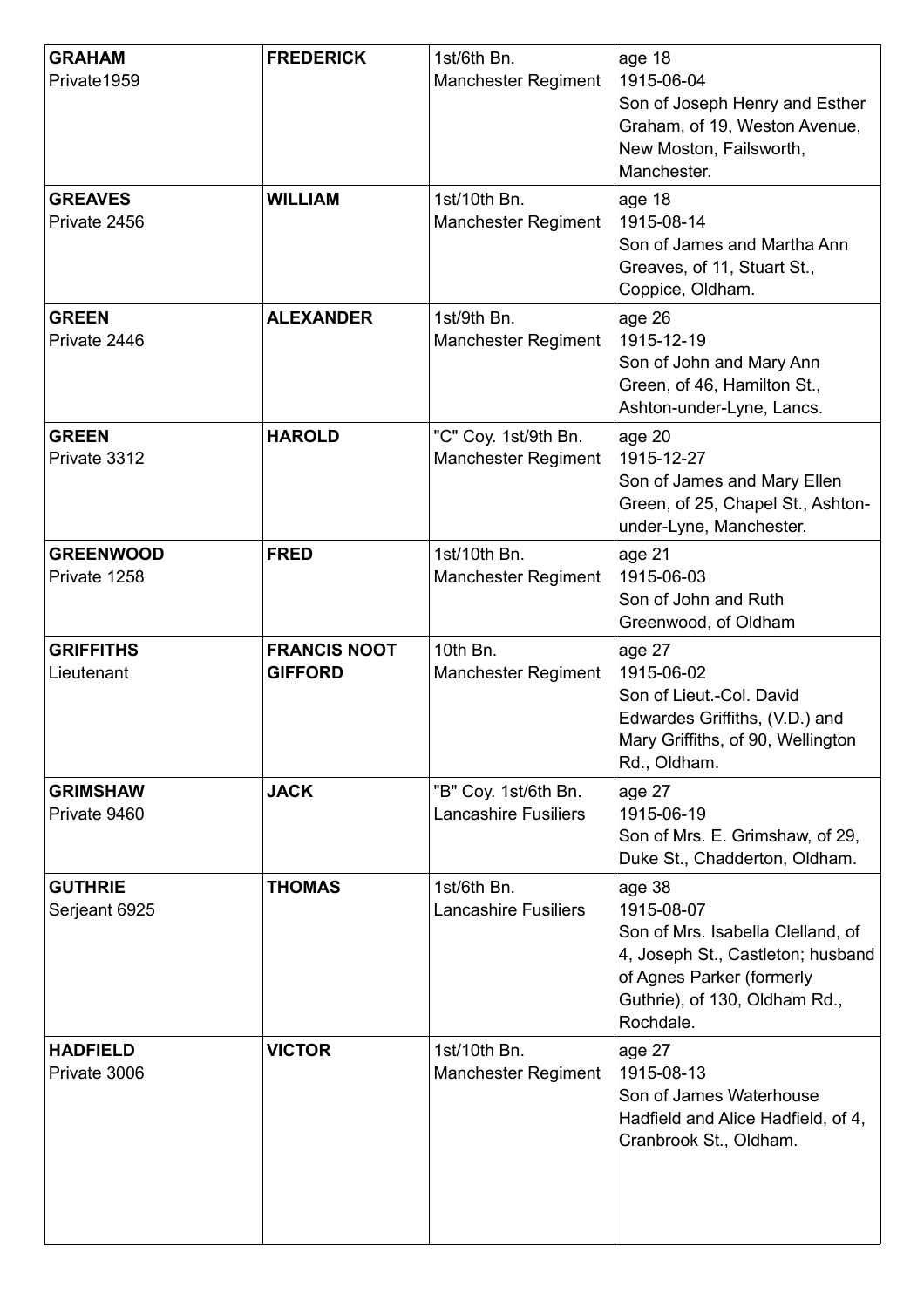| | | | |
|---|---|---|---|
| **GRAHAM**<br>Private1959 | **FREDERICK** | 1st/6th Bn.<br>Manchester Regiment | age 18<br>1915-06-04<br>Son of Joseph Henry and Esther Graham, of 19, Weston Avenue, New Moston, Failsworth, Manchester. |
| **GREAVES**<br>Private 2456 | **WILLIAM** | 1st/10th Bn.<br>Manchester Regiment | age 18<br>1915-08-14<br>Son of James and Martha Ann Greaves, of 11, Stuart St., Coppice, Oldham. |
| **GREEN**<br>Private 2446 | **ALEXANDER** | 1st/9th Bn.<br>Manchester Regiment | age 26<br>1915-12-19<br>Son of John and Mary Ann Green, of 46, Hamilton St., Ashton-under-Lyne, Lancs. |
| **GREEN**<br>Private 3312 | **HAROLD** | "C" Coy. 1st/9th Bn.<br>Manchester Regiment | age 20<br>1915-12-27<br>Son of James and Mary Ellen Green, of 25, Chapel St., Ashton-under-Lyne, Manchester. |
| **GREENWOOD**<br>Private 1258 | **FRED** | 1st/10th Bn.<br>Manchester Regiment | age 21<br>1915-06-03<br>Son of John and Ruth Greenwood, of Oldham |
| **GRIFFITHS**<br>Lieutenant | **FRANCIS NOOT GIFFORD** | 10th Bn.<br>Manchester Regiment | age 27<br>1915-06-02<br>Son of Lieut.-Col. David Edwardes Griffiths, (V.D.) and Mary Griffiths, of 90, Wellington Rd., Oldham. |
| **GRIMSHAW**<br>Private 9460 | **JACK** | "B" Coy. 1st/6th Bn.<br>Lancashire Fusiliers | age 27<br>1915-06-19<br>Son of Mrs. E. Grimshaw, of 29, Duke St., Chadderton, Oldham. |
| **GUTHRIE**<br>Serjeant 6925 | **THOMAS** | 1st/6th Bn.<br>Lancashire Fusiliers | age 38<br>1915-08-07<br>Son of Mrs. Isabella Clelland, of 4, Joseph St., Castleton; husband of Agnes Parker (formerly Guthrie), of 130, Oldham Rd., Rochdale. |
| **HADFIELD**<br>Private 3006 | **VICTOR** | 1st/10th Bn.<br>Manchester Regiment | age 27<br>1915-08-13<br>Son of James Waterhouse Hadfield and Alice Hadfield, of 4, Cranbrook St., Oldham. |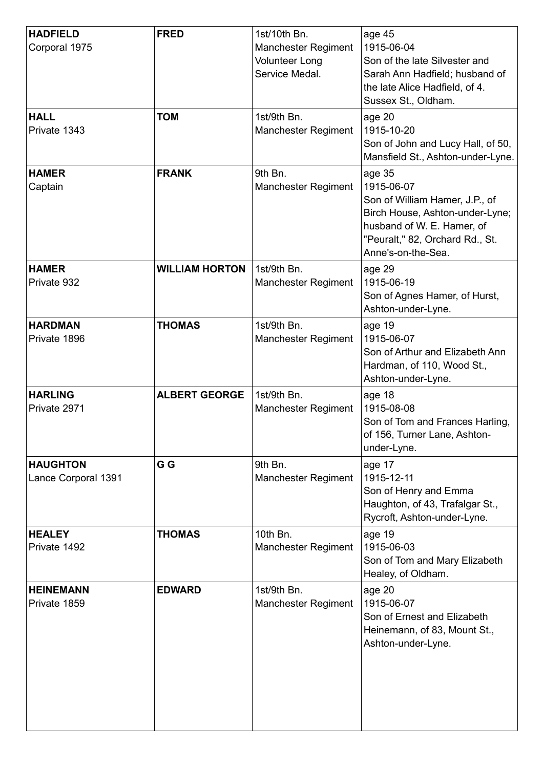| | | | |
|---|---|---|---|
| **HADFIELD**<br>Corporal 1975 | **FRED** | 1st/10th Bn.<br>Manchester Regiment<br>Volunteer Long Service Medal. | age 45<br>1915-06-04<br>Son of the late Silvester and Sarah Ann Hadfield; husband of the late Alice Hadfield, of 4. Sussex St., Oldham. |
| **HALL**<br>Private 1343 | **TOM** | 1st/9th Bn.<br>Manchester Regiment | age 20<br>1915-10-20<br>Son of John and Lucy Hall, of 50, Mansfield St., Ashton-under-Lyne. |
| **HAMER**<br>Captain | **FRANK** | 9th Bn.<br>Manchester Regiment | age 35<br>1915-06-07<br>Son of William Hamer, J.P., of Birch House, Ashton-under-Lyne; husband of W. E. Hamer, of "Peuralt," 82, Orchard Rd., St. Anne's-on-the-Sea. |
| **HAMER**<br>Private 932 | **WILLIAM HORTON** | 1st/9th Bn.<br>Manchester Regiment | age 29<br>1915-06-19<br>Son of Agnes Hamer, of Hurst, Ashton-under-Lyne. |
| **HARDMAN**<br>Private 1896 | **THOMAS** | 1st/9th Bn.<br>Manchester Regiment | age 19<br>1915-06-07<br>Son of Arthur and Elizabeth Ann Hardman, of 110, Wood St., Ashton-under-Lyne. |
| **HARLING**<br>Private 2971 | **ALBERT GEORGE** | 1st/9th Bn.<br>Manchester Regiment | age 18<br>1915-08-08<br>Son of Tom and Frances Harling, of 156, Turner Lane, Ashton-under-Lyne. |
| **HAUGHTON**<br>Lance Corporal 1391 | **G G** | 9th Bn.<br>Manchester Regiment | age 17<br>1915-12-11<br>Son of Henry and Emma Haughton, of 43, Trafalgar St., Rycroft, Ashton-under-Lyne. |
| **HEALEY**<br>Private 1492 | **THOMAS** | 10th Bn.<br>Manchester Regiment | age 19<br>1915-06-03<br>Son of Tom and Mary Elizabeth Healey, of Oldham. |
| **HEINEMANN**<br>Private 1859 | **EDWARD** | 1st/9th Bn.<br>Manchester Regiment | age 20<br>1915-06-07<br>Son of Ernest and Elizabeth Heinemann, of 83, Mount St., Ashton-under-Lyne. |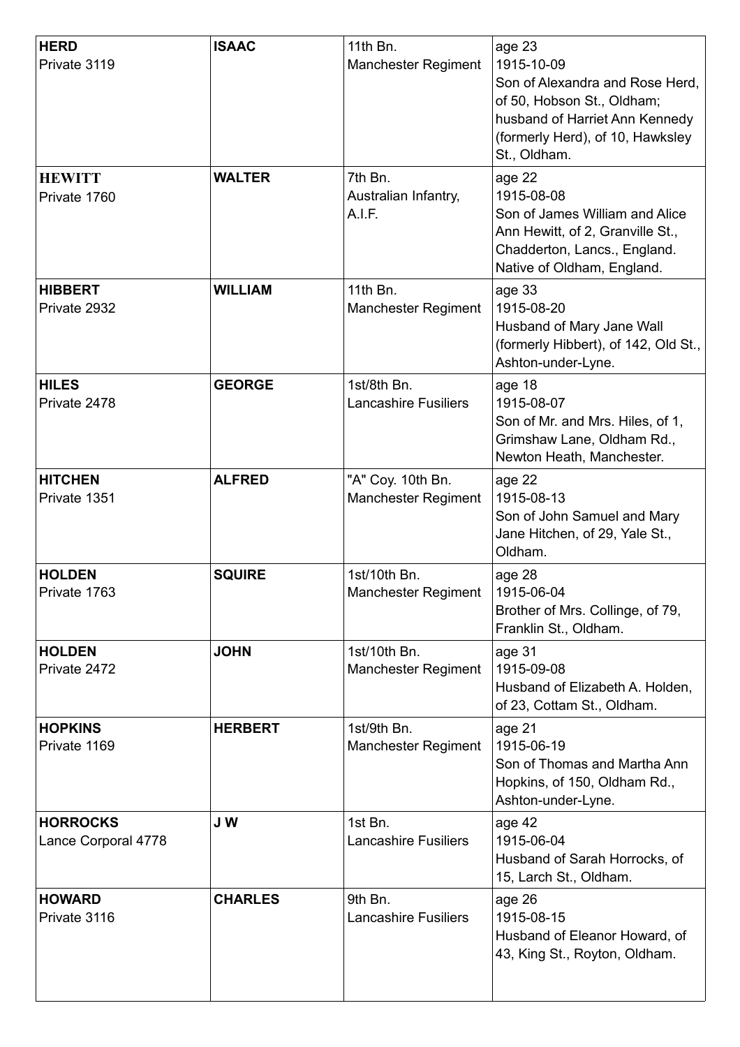| | | | |
|---|---|---|---|
| **HERD**<br>Private 3119 | **ISAAC** | 11th Bn.<br>Manchester Regiment | age 23<br>1915-10-09<br>Son of Alexandra and Rose Herd, of 50, Hobson St., Oldham; husband of Harriet Ann Kennedy (formerly Herd), of 10, Hawksley St., Oldham. |
| **HEWITT**<br>Private 1760 | **WALTER** | 7th Bn.<br>Australian Infantry, A.I.F. | age 22<br>1915-08-08<br>Son of James William and Alice Ann Hewitt, of 2, Granville St., Chadderton, Lancs., England. Native of Oldham, England. |
| **HIBBERT**<br>Private 2932 | **WILLIAM** | 11th Bn.<br>Manchester Regiment | age 33<br>1915-08-20<br>Husband of Mary Jane Wall (formerly Hibbert), of 142, Old St., Ashton-under-Lyne. |
| **HILES**<br>Private 2478 | **GEORGE** | 1st/8th Bn.<br>Lancashire Fusiliers | age 18<br>1915-08-07<br>Son of Mr. and Mrs. Hiles, of 1, Grimshaw Lane, Oldham Rd., Newton Heath, Manchester. |
| **HITCHEN**<br>Private 1351 | **ALFRED** | "A" Coy. 10th Bn.<br>Manchester Regiment | age 22<br>1915-08-13<br>Son of John Samuel and Mary Jane Hitchen, of 29, Yale St., Oldham. |
| **HOLDEN**<br>Private 1763 | **SQUIRE** | 1st/10th Bn.<br>Manchester Regiment | age 28<br>1915-06-04<br>Brother of Mrs. Collinge, of 79, Franklin St., Oldham. |
| **HOLDEN**<br>Private 2472 | **JOHN** | 1st/10th Bn.<br>Manchester Regiment | age 31<br>1915-09-08<br>Husband of Elizabeth A. Holden, of 23, Cottam St., Oldham. |
| **HOPKINS**<br>Private 1169 | **HERBERT** | 1st/9th Bn.<br>Manchester Regiment | age 21<br>1915-06-19<br>Son of Thomas and Martha Ann Hopkins, of 150, Oldham Rd., Ashton-under-Lyne. |
| **HORROCKS**<br>Lance Corporal 4778 | **J W** | 1st Bn.<br>Lancashire Fusiliers | age 42<br>1915-06-04<br>Husband of Sarah Horrocks, of 15, Larch St., Oldham. |
| **HOWARD**<br>Private 3116 | **CHARLES** | 9th Bn.<br>Lancashire Fusiliers | age 26<br>1915-08-15<br>Husband of Eleanor Howard, of 43, King St., Royton, Oldham. |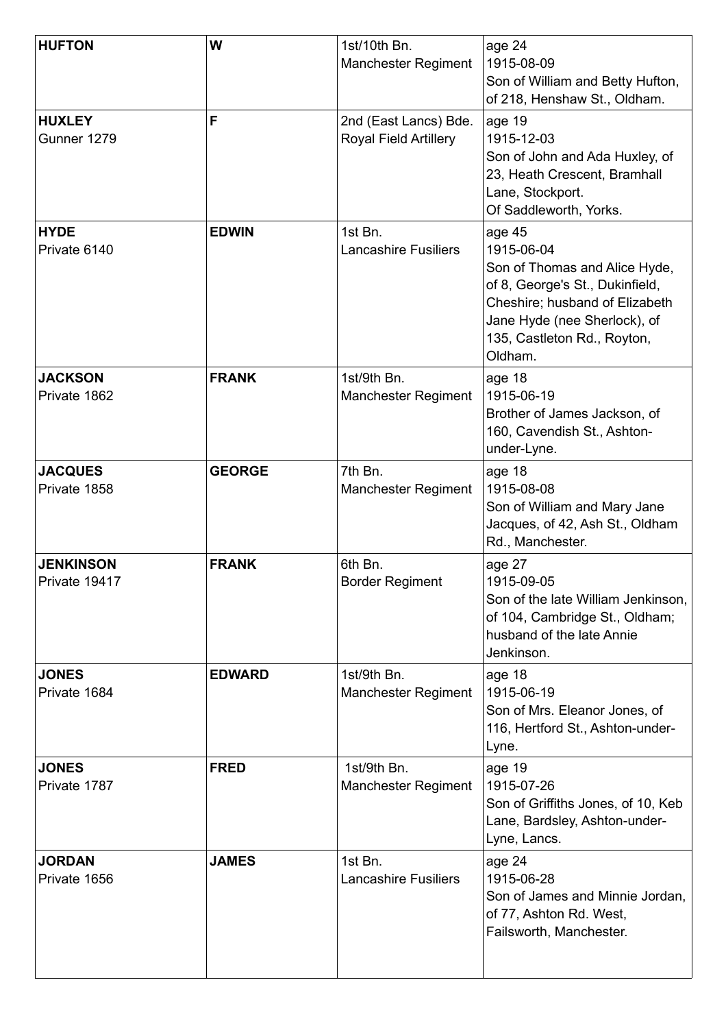| | | | |
|---|---|---|---|
| **HUFTON** | **W** | 1st/10th Bn.<br>Manchester Regiment | age 24<br>1915-08-09<br>Son of William and Betty Hufton, of 218, Henshaw St., Oldham. |
| **HUXLEY**<br>Gunner 1279 | **F** | 2nd (East Lancs) Bde.<br>Royal Field Artillery | age 19<br>1915-12-03<br>Son of John and Ada Huxley, of 23, Heath Crescent, Bramhall Lane, Stockport.<br>Of Saddleworth, Yorks. |
| **HYDE**<br>Private 6140 | **EDWIN** | 1st Bn.<br>Lancashire Fusiliers | age 45<br>1915-06-04<br>Son of Thomas and Alice Hyde, of 8, George's St., Dukinfield, Cheshire; husband of Elizabeth Jane Hyde (nee Sherlock), of 135, Castleton Rd., Royton, Oldham. |
| **JACKSON**<br>Private 1862 | **FRANK** | 1st/9th Bn.<br>Manchester Regiment | age 18<br>1915-06-19<br>Brother of James Jackson, of 160, Cavendish St., Ashton-under-Lyne. |
| **JACQUES**<br>Private 1858 | **GEORGE** | 7th Bn.<br>Manchester Regiment | age 18<br>1915-08-08<br>Son of William and Mary Jane Jacques, of 42, Ash St., Oldham Rd., Manchester. |
| **JENKINSON**<br>Private 19417 | **FRANK** | 6th Bn.<br>Border Regiment | age 27<br>1915-09-05<br>Son of the late William Jenkinson, of 104, Cambridge St., Oldham; husband of the late Annie Jenkinson. |
| **JONES**<br>Private 1684 | **EDWARD** | 1st/9th Bn.<br>Manchester Regiment | age 18<br>1915-06-19<br>Son of Mrs. Eleanor Jones, of 116, Hertford St., Ashton-under-Lyne. |
| **JONES**<br>Private 1787 | **FRED** | 1st/9th Bn.<br>Manchester Regiment | age 19<br>1915-07-26<br>Son of Griffiths Jones, of 10, Keb Lane, Bardsley, Ashton-under-Lyne, Lancs. |
| **JORDAN**<br>Private 1656 | **JAMES** | 1st Bn.<br>Lancashire Fusiliers | age 24<br>1915-06-28<br>Son of James and Minnie Jordan, of 77, Ashton Rd. West, Failsworth, Manchester. |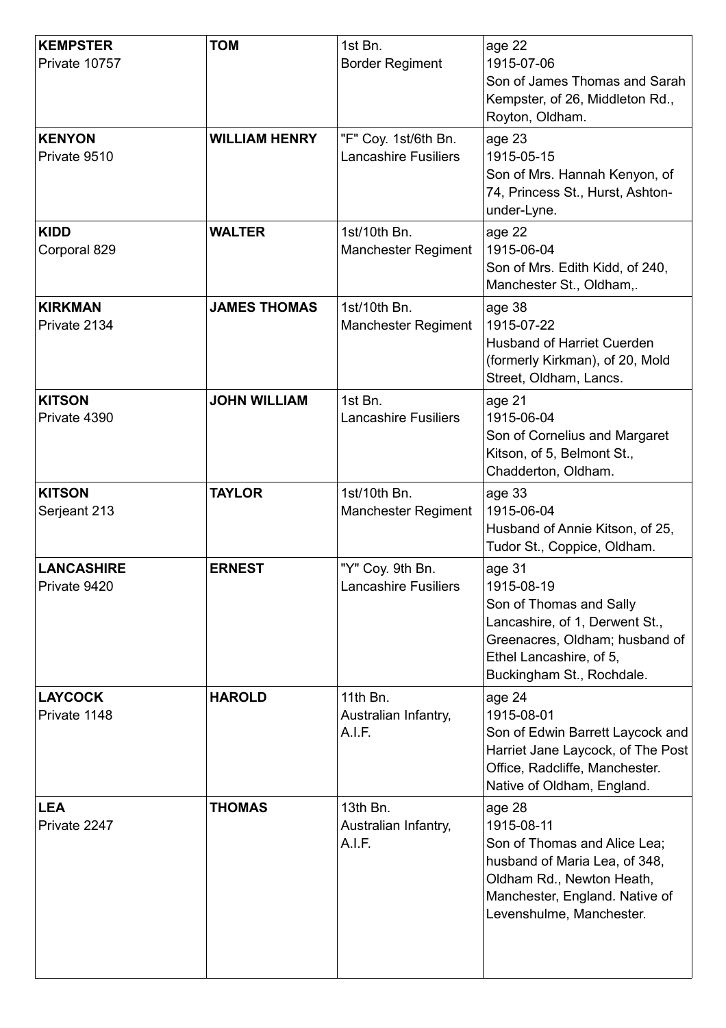| | | | |
|---|---|---|---|
| **KEMPSTER**<br>Private 10757 | **TOM** | 1st Bn.<br>Border Regiment | age 22<br>1915-07-06<br>Son of James Thomas and Sarah Kempster, of 26, Middleton Rd., Royton, Oldham. |
| **KENYON**<br>Private 9510 | **WILLIAM HENRY** | "F" Coy. 1st/6th Bn.<br>Lancashire Fusiliers | age 23<br>1915-05-15<br>Son of Mrs. Hannah Kenyon, of 74, Princess St., Hurst, Ashton-under-Lyne. |
| **KIDD**<br>Corporal 829 | **WALTER** | 1st/10th Bn.<br>Manchester Regiment | age 22<br>1915-06-04<br>Son of Mrs. Edith Kidd, of 240, Manchester St., Oldham,. |
| **KIRKMAN**<br>Private 2134 | **JAMES THOMAS** | 1st/10th Bn.<br>Manchester Regiment | age 38<br>1915-07-22<br>Husband of Harriet Cuerden (formerly Kirkman), of 20, Mold Street, Oldham, Lancs. |
| **KITSON**<br>Private 4390 | **JOHN WILLIAM** | 1st Bn.<br>Lancashire Fusiliers | age 21<br>1915-06-04<br>Son of Cornelius and Margaret Kitson, of 5, Belmont St., Chadderton, Oldham. |
| **KITSON**<br>Serjeant 213 | **TAYLOR** | 1st/10th Bn.<br>Manchester Regiment | age 33<br>1915-06-04<br>Husband of Annie Kitson, of 25, Tudor St., Coppice, Oldham. |
| **LANCASHIRE**<br>Private 9420 | **ERNEST** | "Y" Coy. 9th Bn.<br>Lancashire Fusiliers | age 31<br>1915-08-19<br>Son of Thomas and Sally Lancashire, of 1, Derwent St., Greenacres, Oldham; husband of Ethel Lancashire, of 5, Buckingham St., Rochdale. |
| **LAYCOCK**<br>Private 1148 | **HAROLD** | 11th Bn.<br>Australian Infantry, A.I.F. | age 24<br>1915-08-01<br>Son of Edwin Barrett Laycock and Harriet Jane Laycock, of The Post Office, Radcliffe, Manchester. Native of Oldham, England. |
| **LEA**<br>Private 2247 | **THOMAS** | 13th Bn.<br>Australian Infantry, A.I.F. | age 28<br>1915-08-11<br>Son of Thomas and Alice Lea; husband of Maria Lea, of 348, Oldham Rd., Newton Heath, Manchester, England. Native of Levenshulme, Manchester. |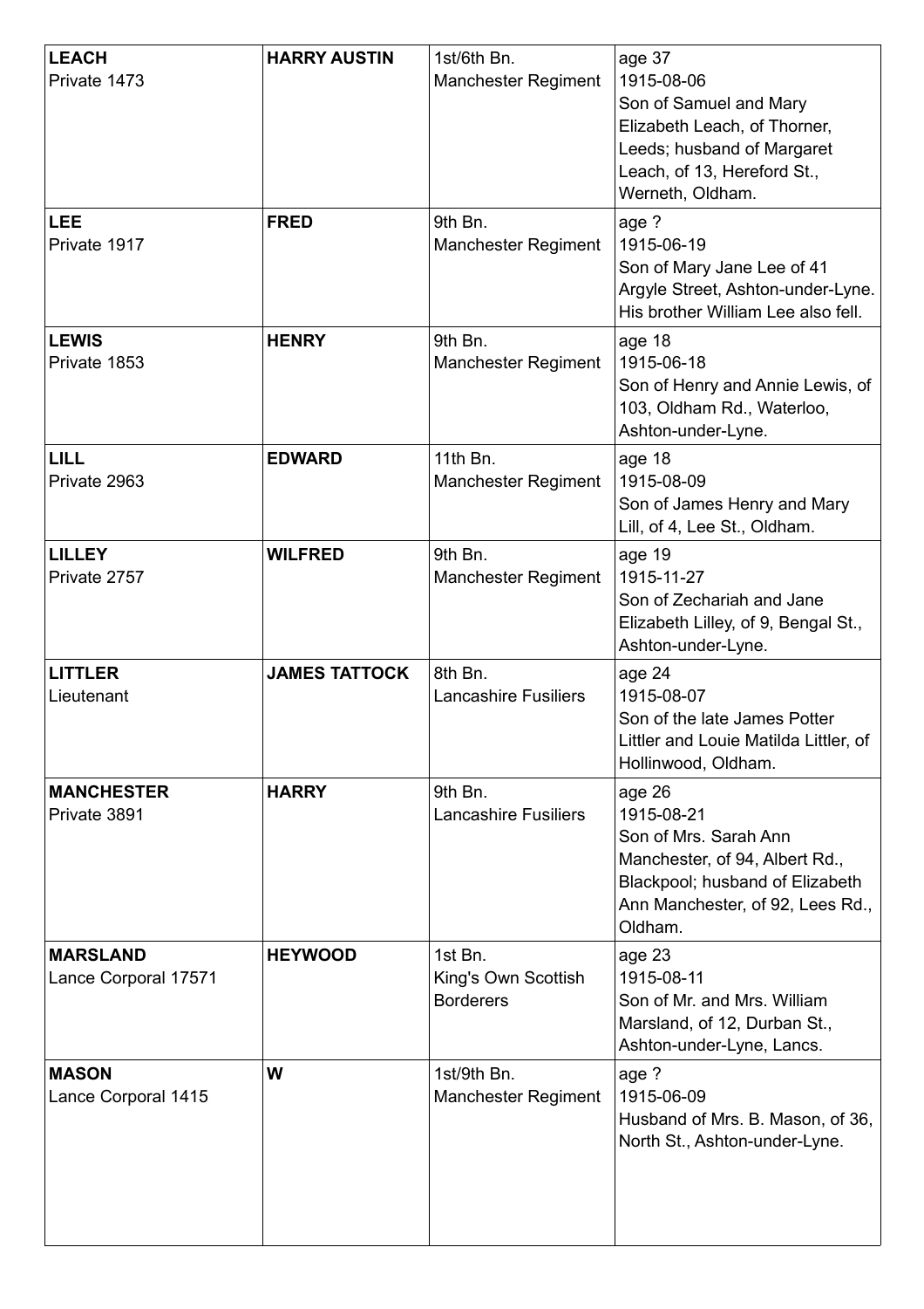| | | | |
|---|---|---|---|
| **LEACH**<br>Private 1473 | **HARRY AUSTIN** | 1st/6th Bn.<br>Manchester Regiment | age 37<br>1915-08-06<br>Son of Samuel and Mary Elizabeth Leach, of Thorner, Leeds; husband of Margaret Leach, of 13, Hereford St., Werneth, Oldham. |
| **LEE**<br>Private 1917 | **FRED** | 9th Bn.<br>Manchester Regiment | age ?<br>1915-06-19<br>Son of Mary Jane Lee of 41 Argyle Street, Ashton-under-Lyne. His brother William Lee also fell. |
| **LEWIS**<br>Private 1853 | **HENRY** | 9th Bn.<br>Manchester Regiment | age 18<br>1915-06-18<br>Son of Henry and Annie Lewis, of 103, Oldham Rd., Waterloo, Ashton-under-Lyne. |
| **LILL**<br>Private 2963 | **EDWARD** | 11th Bn.<br>Manchester Regiment | age 18<br>1915-08-09<br>Son of James Henry and Mary Lill, of 4, Lee St., Oldham. |
| **LILLEY**<br>Private 2757 | **WILFRED** | 9th Bn.<br>Manchester Regiment | age 19<br>1915-11-27<br>Son of Zechariah and Jane Elizabeth Lilley, of 9, Bengal St., Ashton-under-Lyne. |
| **LITTLER**<br>Lieutenant | **JAMES TATTOCK** | 8th Bn.<br>Lancashire Fusiliers | age 24<br>1915-08-07<br>Son of the late James Potter Littler and Louie Matilda Littler, of Hollinwood, Oldham. |
| **MANCHESTER**<br>Private 3891 | **HARRY** | 9th Bn.<br>Lancashire Fusiliers | age 26<br>1915-08-21<br>Son of Mrs. Sarah Ann Manchester, of 94, Albert Rd., Blackpool; husband of Elizabeth Ann Manchester, of 92, Lees Rd., Oldham. |
| **MARSLAND**<br>Lance Corporal 17571 | **HEYWOOD** | 1st Bn.<br>King's Own Scottish Borderers | age 23<br>1915-08-11<br>Son of Mr. and Mrs. William Marsland, of 12, Durban St., Ashton-under-Lyne, Lancs. |
| **MASON**<br>Lance Corporal 1415 | **W** | 1st/9th Bn.<br>Manchester Regiment | age ?<br>1915-06-09<br>Husband of Mrs. B. Mason, of 36, North St., Ashton-under-Lyne. |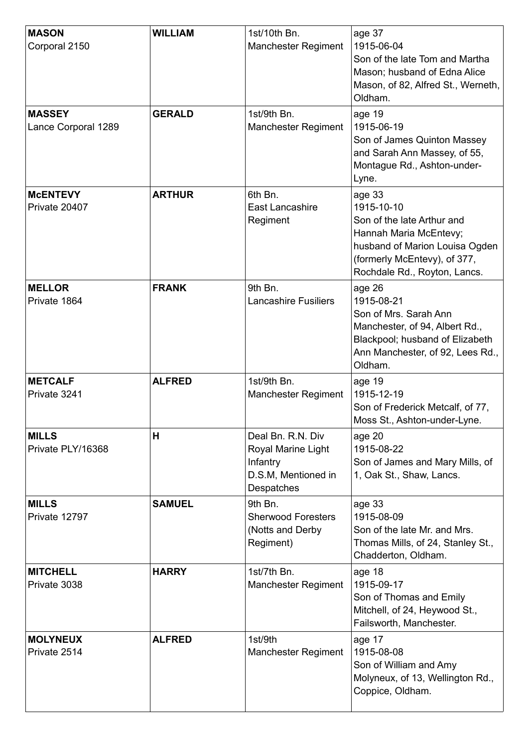| | | | |
|---|---|---|---|
| **MASON**<br>Corporal 2150 | **WILLIAM** | 1st/10th Bn.<br>Manchester Regiment | age 37<br>1915-06-04<br>Son of the late Tom and Martha Mason; husband of Edna Alice Mason, of 82, Alfred St., Werneth, Oldham. |
| **MASSEY**<br>Lance Corporal 1289 | **GERALD** | 1st/9th Bn.<br>Manchester Regiment | age 19<br>1915-06-19<br>Son of James Quinton Massey and Sarah Ann Massey, of 55, Montague Rd., Ashton-under-Lyne. |
| **McENTEVY**<br>Private 20407 | **ARTHUR** | 6th Bn.<br>East Lancashire Regiment | age 33<br>1915-10-10<br>Son of the late Arthur and Hannah Maria McEntevy; husband of Marion Louisa Ogden (formerly McEntevy), of 377, Rochdale Rd., Royton, Lancs. |
| **MELLOR**<br>Private 1864 | **FRANK** | 9th Bn.<br>Lancashire Fusiliers | age 26<br>1915-08-21<br>Son of Mrs. Sarah Ann Manchester, of 94, Albert Rd., Blackpool; husband of Elizabeth Ann Manchester, of 92, Lees Rd., Oldham. |
| **METCALF**<br>Private 3241 | **ALFRED** | 1st/9th Bn.<br>Manchester Regiment | age 19<br>1915-12-19<br>Son of Frederick Metcalf, of 77, Moss St., Ashton-under-Lyne. |
| **MILLS**<br>Private PLY/16368 | **H** | Deal Bn. R.N. Div<br>Royal Marine Light Infantry<br>D.S.M, Mentioned in Despatches | age 20<br>1915-08-22<br>Son of James and Mary Mills, of 1, Oak St., Shaw, Lancs. |
| **MILLS**<br>Private 12797 | **SAMUEL** | 9th Bn.<br>Sherwood Foresters (Notts and Derby Regiment) | age 33<br>1915-08-09<br>Son of the late Mr. and Mrs. Thomas Mills, of 24, Stanley St., Chadderton, Oldham. |
| **MITCHELL**<br>Private 3038 | **HARRY** | 1st/7th Bn.<br>Manchester Regiment | age 18<br>1915-09-17<br>Son of Thomas and Emily Mitchell, of 24, Heywood St., Failsworth, Manchester. |
| **MOLYNEUX**<br>Private 2514 | **ALFRED** | 1st/9th<br>Manchester Regiment | age 17<br>1915-08-08<br>Son of William and Amy Molyneux, of 13, Wellington Rd., Coppice, Oldham. |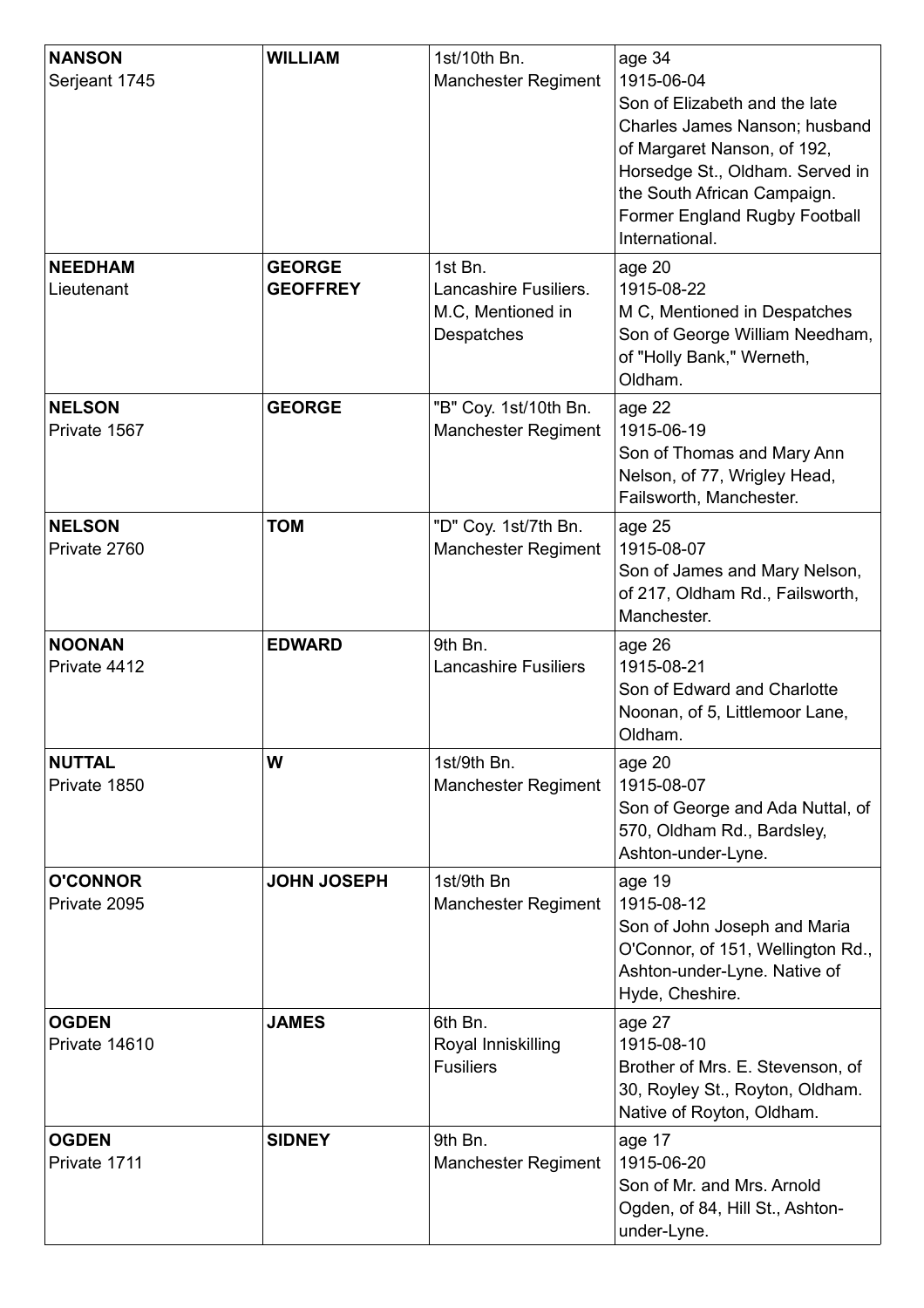| | | | |
|---|---|---|---|
| **NANSON**<br>Serjeant 1745 | **WILLIAM** | 1st/10th Bn.<br>Manchester Regiment | age 34<br>1915-06-04<br>Son of Elizabeth and the late Charles James Nanson; husband of Margaret Nanson, of 192, Horsedge St., Oldham. Served in the South African Campaign. Former England Rugby Football International. |
| **NEEDHAM**<br>Lieutenant | **GEORGE GEOFFREY** | 1st Bn.<br>Lancashire Fusiliers.<br>M.C, Mentioned in Despatches | age 20<br>1915-08-22<br>M C, Mentioned in Despatches<br>Son of George William Needham, of "Holly Bank," Werneth, Oldham. |
| **NELSON**<br>Private 1567 | **GEORGE** | "B" Coy. 1st/10th Bn.<br>Manchester Regiment | age 22<br>1915-06-19<br>Son of Thomas and Mary Ann Nelson, of 77, Wrigley Head, Failsworth, Manchester. |
| **NELSON**<br>Private 2760 | **TOM** | "D" Coy. 1st/7th Bn.<br>Manchester Regiment | age 25<br>1915-08-07<br>Son of James and Mary Nelson, of 217, Oldham Rd., Failsworth, Manchester. |
| **NOONAN**<br>Private 4412 | **EDWARD** | 9th Bn.<br>Lancashire Fusiliers | age 26<br>1915-08-21<br>Son of Edward and Charlotte Noonan, of 5, Littlemoor Lane, Oldham. |
| **NUTTAL**<br>Private 1850 | **W** | 1st/9th Bn.<br>Manchester Regiment | age 20<br>1915-08-07<br>Son of George and Ada Nuttal, of 570, Oldham Rd., Bardsley, Ashton-under-Lyne. |
| **O'CONNOR**<br>Private 2095 | **JOHN JOSEPH** | 1st/9th Bn<br>Manchester Regiment | age 19<br>1915-08-12<br>Son of John Joseph and Maria O'Connor, of 151, Wellington Rd., Ashton-under-Lyne. Native of Hyde, Cheshire. |
| **OGDEN**<br>Private 14610 | **JAMES** | 6th Bn.<br>Royal Inniskilling Fusiliers | age 27<br>1915-08-10<br>Brother of Mrs. E. Stevenson, of 30, Royley St., Royton, Oldham. Native of Royton, Oldham. |
| **OGDEN**<br>Private 1711 | **SIDNEY** | 9th Bn.<br>Manchester Regiment | age 17<br>1915-06-20<br>Son of Mr. and Mrs. Arnold Ogden, of 84, Hill St., Ashton-under-Lyne. |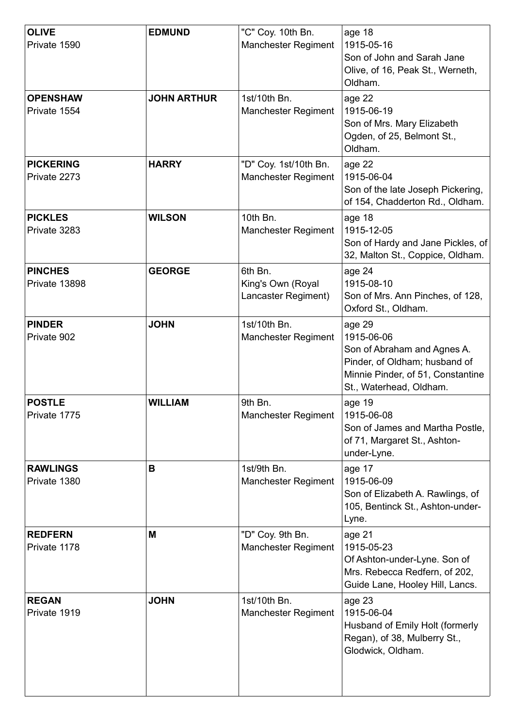| | | | |
|---|---|---|---|
| **OLIVE**<br>Private 1590 | **EDMUND** | "C" Coy. 10th Bn.<br>Manchester Regiment | age 18<br>1915-05-16<br>Son of John and Sarah Jane Olive, of 16, Peak St., Werneth, Oldham. |
| **OPENSHAW**<br>Private 1554 | **JOHN ARTHUR** | 1st/10th Bn.<br>Manchester Regiment | age 22<br>1915-06-19<br>Son of Mrs. Mary Elizabeth Ogden, of 25, Belmont St., Oldham. |
| **PICKERING**<br>Private 2273 | **HARRY** | "D" Coy. 1st/10th Bn.<br>Manchester Regiment | age 22<br>1915-06-04<br>Son of the late Joseph Pickering, of 154, Chadderton Rd., Oldham. |
| **PICKLES**<br>Private 3283 | **WILSON** | 10th Bn.<br>Manchester Regiment | age 18<br>1915-12-05<br>Son of Hardy and Jane Pickles, of 32, Malton St., Coppice, Oldham. |
| **PINCHES**<br>Private 13898 | **GEORGE** | 6th Bn.<br>King's Own (Royal Lancaster Regiment) | age 24<br>1915-08-10<br>Son of Mrs. Ann Pinches, of 128, Oxford St., Oldham. |
| **PINDER**<br>Private 902 | **JOHN** | 1st/10th Bn.<br>Manchester Regiment | age 29<br>1915-06-06<br>Son of Abraham and Agnes A. Pinder, of Oldham; husband of Minnie Pinder, of 51, Constantine St., Waterhead, Oldham. |
| **POSTLE**<br>Private 1775 | **WILLIAM** | 9th Bn.<br>Manchester Regiment | age 19<br>1915-06-08<br>Son of James and Martha Postle, of 71, Margaret St., Ashton-under-Lyne. |
| **RAWLINGS**<br>Private 1380 | **B** | 1st/9th Bn.<br>Manchester Regiment | age 17<br>1915-06-09<br>Son of Elizabeth A. Rawlings, of 105, Bentinck St., Ashton-under-Lyne. |
| **REDFERN**<br>Private 1178 | **M** | "D" Coy. 9th Bn.<br>Manchester Regiment | age 21<br>1915-05-23<br>Of Ashton-under-Lyne. Son of Mrs. Rebecca Redfern, of 202, Guide Lane, Hooley Hill, Lancs. |
| **REGAN**<br>Private 1919 | **JOHN** | 1st/10th Bn.<br>Manchester Regiment | age 23<br>1915-06-04<br>Husband of Emily Holt (formerly Regan), of 38, Mulberry St., Glodwick, Oldham. |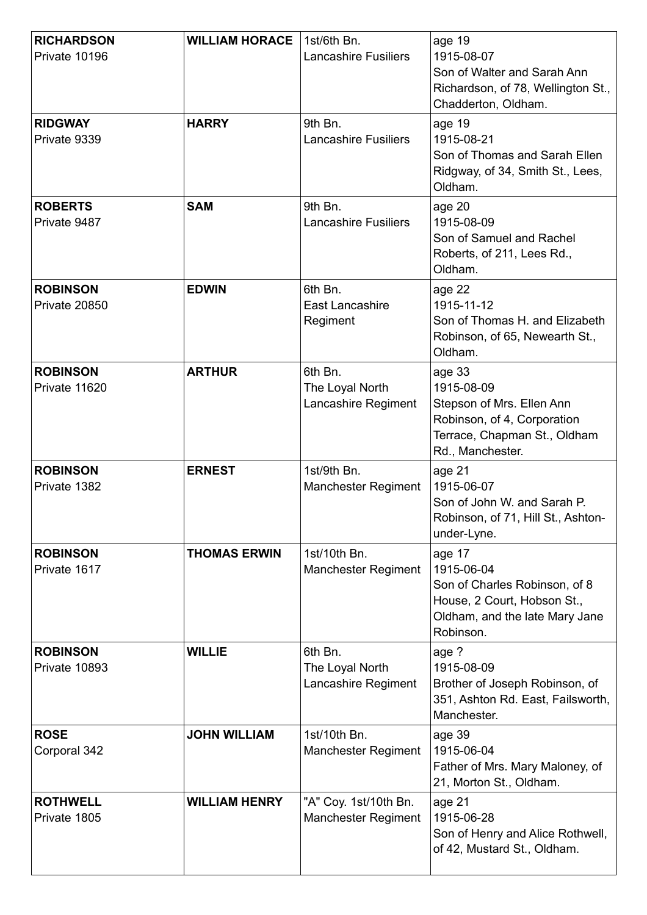| | | | |
|---|---|---|---|
| **RICHARDSON**<br>Private 10196 | **WILLIAM HORACE** | 1st/6th Bn.<br>Lancashire Fusiliers | age 19<br>1915-08-07<br>Son of Walter and Sarah Ann Richardson, of 78, Wellington St., Chadderton, Oldham. |
| **RIDGWAY**<br>Private 9339 | **HARRY** | 9th Bn.<br>Lancashire Fusiliers | age 19<br>1915-08-21<br>Son of Thomas and Sarah Ellen Ridgway, of 34, Smith St., Lees, Oldham. |
| **ROBERTS**<br>Private 9487 | **SAM** | 9th Bn.<br>Lancashire Fusiliers | age 20<br>1915-08-09<br>Son of Samuel and Rachel Roberts, of 211, Lees Rd., Oldham. |
| **ROBINSON**<br>Private 20850 | **EDWIN** | 6th Bn.<br>East Lancashire Regiment | age 22<br>1915-11-12<br>Son of Thomas H. and Elizabeth Robinson, of 65, Newearth St., Oldham. |
| **ROBINSON**<br>Private 11620 | **ARTHUR** | 6th Bn.<br>The Loyal North Lancashire Regiment | age 33<br>1915-08-09<br>Stepson of Mrs. Ellen Ann Robinson, of 4, Corporation Terrace, Chapman St., Oldham Rd., Manchester. |
| **ROBINSON**<br>Private 1382 | **ERNEST** | 1st/9th Bn.<br>Manchester Regiment | age 21<br>1915-06-07<br>Son of John W. and Sarah P. Robinson, of 71, Hill St., Ashton-under-Lyne. |
| **ROBINSON**<br>Private 1617 | **THOMAS ERWIN** | 1st/10th Bn.<br>Manchester Regiment | age 17<br>1915-06-04<br>Son of Charles Robinson, of 8 House, 2 Court, Hobson St., Oldham, and the late Mary Jane Robinson. |
| **ROBINSON**<br>Private 10893 | **WILLIE** | 6th Bn.<br>The Loyal North Lancashire Regiment | age ?<br>1915-08-09<br>Brother of Joseph Robinson, of 351, Ashton Rd. East, Failsworth, Manchester. |
| **ROSE**<br>Corporal 342 | **JOHN WILLIAM** | 1st/10th Bn.<br>Manchester Regiment | age 39<br>1915-06-04<br>Father of Mrs. Mary Maloney, of 21, Morton St., Oldham. |
| **ROTHWELL**<br>Private 1805 | **WILLIAM HENRY** | "A" Coy. 1st/10th Bn.<br>Manchester Regiment | age 21<br>1915-06-28<br>Son of Henry and Alice Rothwell, of 42, Mustard St., Oldham. |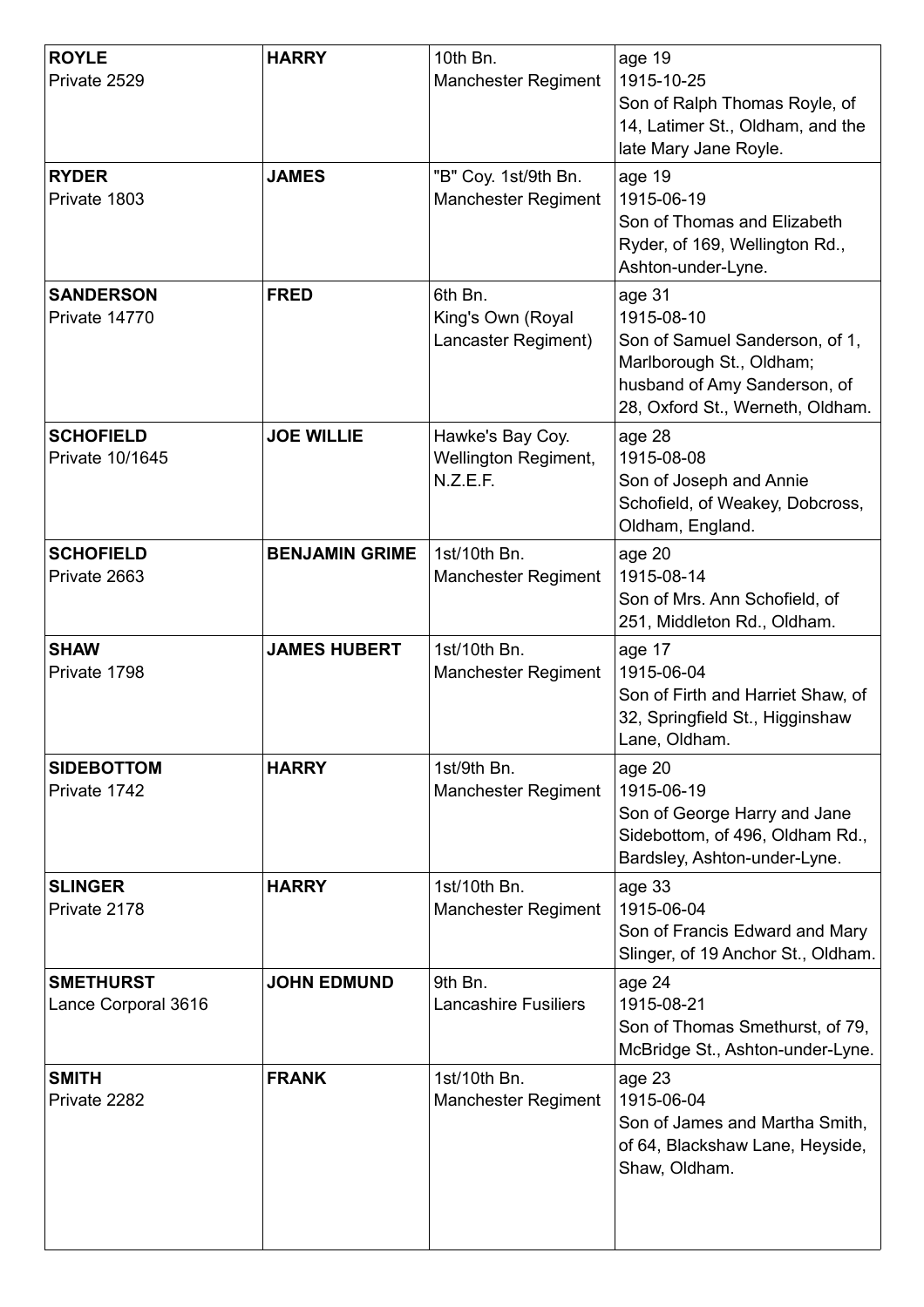| | | | |
|---|---|---|---|
| **ROYLE**<br>Private 2529 | **HARRY** | 10th Bn.<br>Manchester Regiment | age 19<br>1915-10-25<br>Son of Ralph Thomas Royle, of 14, Latimer St., Oldham, and the late Mary Jane Royle. |
| **RYDER**<br>Private 1803 | **JAMES** | "B" Coy. 1st/9th Bn.<br>Manchester Regiment | age 19<br>1915-06-19<br>Son of Thomas and Elizabeth Ryder, of 169, Wellington Rd., Ashton-under-Lyne. |
| **SANDERSON**<br>Private 14770 | **FRED** | 6th Bn.<br>King's Own (Royal Lancaster Regiment) | age 31<br>1915-08-10<br>Son of Samuel Sanderson, of 1, Marlborough St., Oldham; husband of Amy Sanderson, of 28, Oxford St., Werneth, Oldham. |
| **SCHOFIELD**<br>Private 10/1645 | **JOE WILLIE** | Hawke's Bay Coy.<br>Wellington Regiment, N.Z.E.F. | age 28<br>1915-08-08<br>Son of Joseph and Annie Schofield, of Weakey, Dobcross, Oldham, England. |
| **SCHOFIELD**<br>Private 2663 | **BENJAMIN GRIME** | 1st/10th Bn.<br>Manchester Regiment | age 20<br>1915-08-14<br>Son of Mrs. Ann Schofield, of 251, Middleton Rd., Oldham. |
| **SHAW**<br>Private 1798 | **JAMES HUBERT** | 1st/10th Bn.<br>Manchester Regiment | age 17<br>1915-06-04<br>Son of Firth and Harriet Shaw, of 32, Springfield St., Higginshaw Lane, Oldham. |
| **SIDEBOTTOM**<br>Private 1742 | **HARRY** | 1st/9th Bn.<br>Manchester Regiment | age 20<br>1915-06-19<br>Son of George Harry and Jane Sidebottom, of 496, Oldham Rd., Bardsley, Ashton-under-Lyne. |
| **SLINGER**<br>Private 2178 | **HARRY** | 1st/10th Bn.<br>Manchester Regiment | age 33<br>1915-06-04<br>Son of Francis Edward and Mary Slinger, of 19 Anchor St., Oldham. |
| **SMETHURST**<br>Lance Corporal 3616 | **JOHN EDMUND** | 9th Bn.<br>Lancashire Fusiliers | age 24<br>1915-08-21<br>Son of Thomas Smethurst, of 79, McBridge St., Ashton-under-Lyne. |
| **SMITH**<br>Private 2282 | **FRANK** | 1st/10th Bn.<br>Manchester Regiment | age 23<br>1915-06-04<br>Son of James and Martha Smith, of 64, Blackshaw Lane, Heyside, Shaw, Oldham. |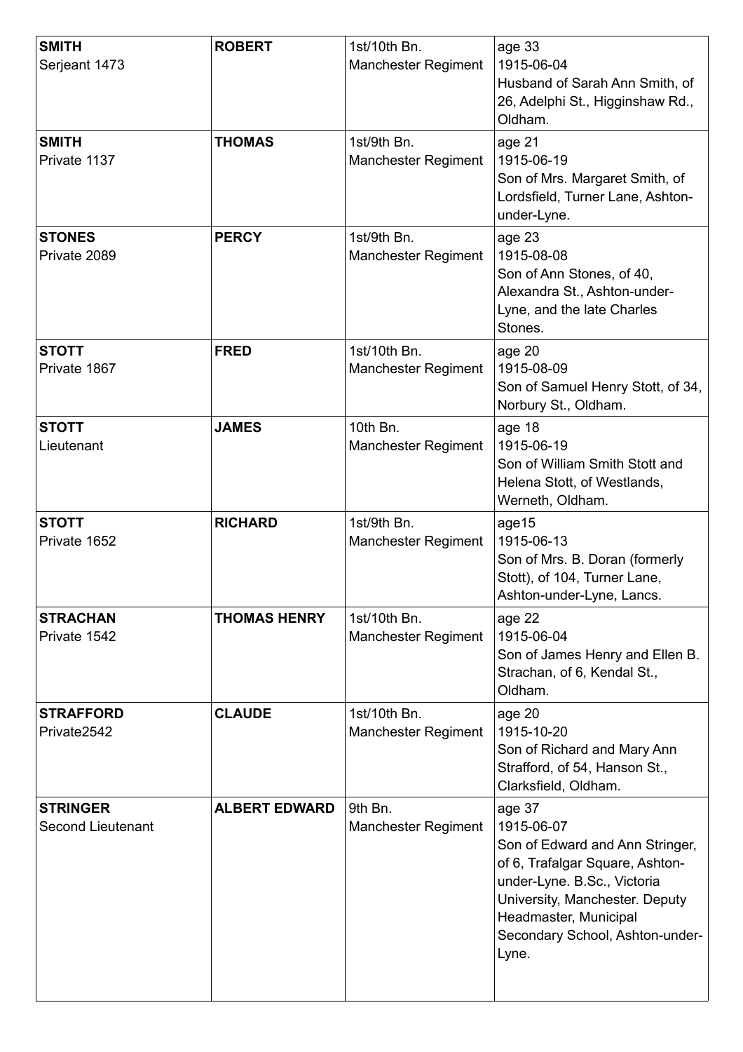| | | | |
|---|---|---|---|
| **SMITH**<br>Serjeant 1473 | **ROBERT** | 1st/10th Bn.<br>Manchester Regiment | age 33<br>1915-06-04<br>Husband of Sarah Ann Smith, of 26, Adelphi St., Higginshaw Rd., Oldham. |
| **SMITH**<br>Private 1137 | **THOMAS** | 1st/9th Bn.<br>Manchester Regiment | age 21<br>1915-06-19<br>Son of Mrs. Margaret Smith, of Lordsfield, Turner Lane, Ashton-under-Lyne. |
| **STONES**<br>Private 2089 | **PERCY** | 1st/9th Bn.<br>Manchester Regiment | age 23<br>1915-08-08<br>Son of Ann Stones, of 40, Alexandra St., Ashton-under-Lyne, and the late Charles Stones. |
| **STOTT**<br>Private 1867 | **FRED** | 1st/10th Bn.<br>Manchester Regiment | age 20<br>1915-08-09<br>Son of Samuel Henry Stott, of 34, Norbury St., Oldham. |
| **STOTT**<br>Lieutenant | **JAMES** | 10th Bn.<br>Manchester Regiment | age 18<br>1915-06-19<br>Son of William Smith Stott and Helena Stott, of Westlands, Werneth, Oldham. |
| **STOTT**<br>Private 1652 | **RICHARD** | 1st/9th Bn.<br>Manchester Regiment | age15<br>1915-06-13<br>Son of Mrs. B. Doran (formerly Stott), of 104, Turner Lane, Ashton-under-Lyne, Lancs. |
| **STRACHAN**<br>Private 1542 | **THOMAS HENRY** | 1st/10th Bn.<br>Manchester Regiment | age 22<br>1915-06-04<br>Son of James Henry and Ellen B. Strachan, of 6, Kendal St., Oldham. |
| **STRAFFORD**<br>Private2542 | **CLAUDE** | 1st/10th Bn.<br>Manchester Regiment | age 20<br>1915-10-20<br>Son of Richard and Mary Ann Strafford, of 54, Hanson St., Clarksfield, Oldham. |
| **STRINGER**<br>Second Lieutenant | **ALBERT EDWARD** | 9th Bn.<br>Manchester Regiment | age 37<br>1915-06-07<br>Son of Edward and Ann Stringer, of 6, Trafalgar Square, Ashton-under-Lyne. B.Sc., Victoria University, Manchester. Deputy Headmaster, Municipal Secondary School, Ashton-under-Lyne. |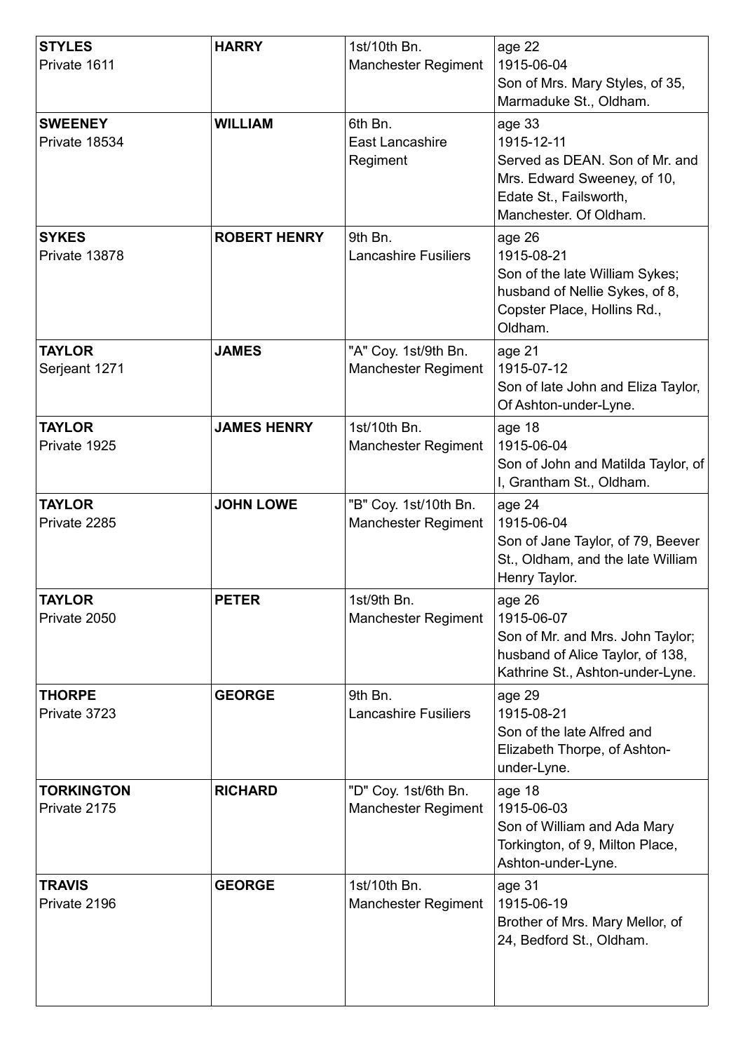| | | | |
|---|---|---|---|
| **STYLES**<br>Private 1611 | **HARRY** | 1st/10th Bn.<br>Manchester Regiment | age 22<br>1915-06-04<br>Son of Mrs. Mary Styles, of 35, Marmaduke St., Oldham. |
| **SWEENEY**<br>Private 18534 | **WILLIAM** | 6th Bn.<br>East Lancashire Regiment | age 33<br>1915-12-11<br>Served as DEAN. Son of Mr. and Mrs. Edward Sweeney, of 10, Edate St., Failsworth, Manchester. Of Oldham. |
| **SYKES**<br>Private 13878 | **ROBERT HENRY** | 9th Bn.<br>Lancashire Fusiliers | age 26<br>1915-08-21<br>Son of the late William Sykes; husband of Nellie Sykes, of 8, Copster Place, Hollins Rd., Oldham. |
| **TAYLOR**<br>Serjeant 1271 | **JAMES** | "A" Coy. 1st/9th Bn.<br>Manchester Regiment | age 21<br>1915-07-12<br>Son of late John and Eliza Taylor, Of Ashton-under-Lyne. |
| **TAYLOR**<br>Private 1925 | **JAMES HENRY** | 1st/10th Bn.<br>Manchester Regiment | age 18<br>1915-06-04<br>Son of John and Matilda Taylor, of I, Grantham St., Oldham. |
| **TAYLOR**<br>Private 2285 | **JOHN LOWE** | "B" Coy. 1st/10th Bn.<br>Manchester Regiment | age 24<br>1915-06-04<br>Son of Jane Taylor, of 79, Beever St., Oldham, and the late William Henry Taylor. |
| **TAYLOR**<br>Private 2050 | **PETER** | 1st/9th Bn.<br>Manchester Regiment | age 26<br>1915-06-07<br>Son of Mr. and Mrs. John Taylor; husband of Alice Taylor, of 138, Kathrine St., Ashton-under-Lyne. |
| **THORPE**<br>Private 3723 | **GEORGE** | 9th Bn.<br>Lancashire Fusiliers | age 29<br>1915-08-21<br>Son of the late Alfred and Elizabeth Thorpe, of Ashton-under-Lyne. |
| **TORKINGTON**<br>Private 2175 | **RICHARD** | "D" Coy. 1st/6th Bn.<br>Manchester Regiment | age 18<br>1915-06-03<br>Son of William and Ada Mary Torkington, of 9, Milton Place, Ashton-under-Lyne. |
| **TRAVIS**<br>Private 2196 | **GEORGE** | 1st/10th Bn.<br>Manchester Regiment | age 31<br>1915-06-19<br>Brother of Mrs. Mary Mellor, of 24, Bedford St., Oldham. |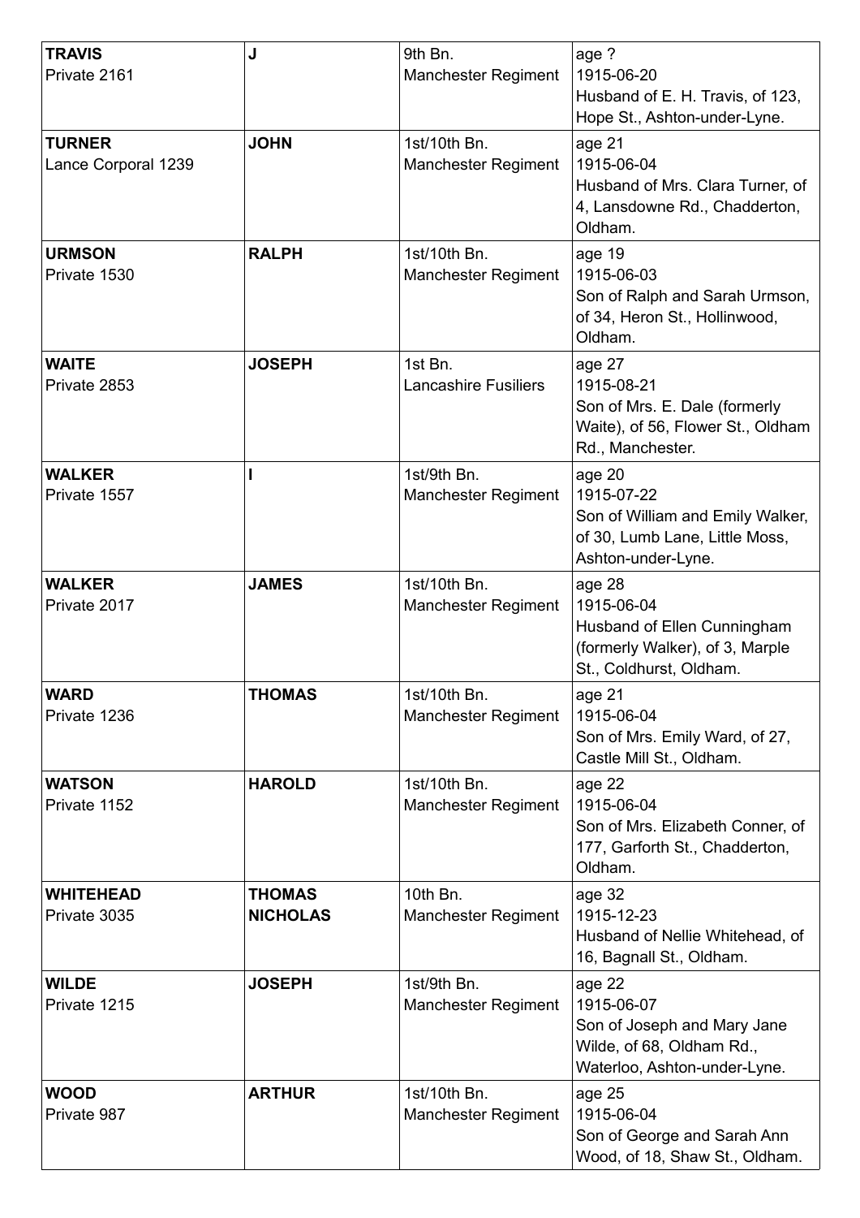| | | | |
|---|---|---|---|
| **TRAVIS**<br>Private 2161 | **J** | 9th Bn.<br>Manchester Regiment | age ?<br>1915-06-20<br>Husband of E. H. Travis, of 123, Hope St., Ashton-under-Lyne. |
| **TURNER**<br>Lance Corporal 1239 | **JOHN** | 1st/10th Bn.<br>Manchester Regiment | age 21<br>1915-06-04<br>Husband of Mrs. Clara Turner, of 4, Lansdowne Rd., Chadderton, Oldham. |
| **URMSON**<br>Private 1530 | **RALPH** | 1st/10th Bn.<br>Manchester Regiment | age 19<br>1915-06-03<br>Son of Ralph and Sarah Urmson, of 34, Heron St., Hollinwood, Oldham. |
| **WAITE**<br>Private 2853 | **JOSEPH** | 1st Bn.<br>Lancashire Fusiliers | age 27<br>1915-08-21<br>Son of Mrs. E. Dale (formerly Waite), of 56, Flower St., Oldham Rd., Manchester. |
| **WALKER**<br>Private 1557 | **I** | 1st/9th Bn.<br>Manchester Regiment | age 20<br>1915-07-22<br>Son of William and Emily Walker, of 30, Lumb Lane, Little Moss, Ashton-under-Lyne. |
| **WALKER**<br>Private 2017 | **JAMES** | 1st/10th Bn.<br>Manchester Regiment | age 28<br>1915-06-04<br>Husband of Ellen Cunningham (formerly Walker), of 3, Marple St., Coldhurst, Oldham. |
| **WARD**<br>Private 1236 | **THOMAS** | 1st/10th Bn.<br>Manchester Regiment | age 21<br>1915-06-04<br>Son of Mrs. Emily Ward, of 27, Castle Mill St., Oldham. |
| **WATSON**<br>Private 1152 | **HAROLD** | 1st/10th Bn.<br>Manchester Regiment | age 22<br>1915-06-04<br>Son of Mrs. Elizabeth Conner, of 177, Garforth St., Chadderton, Oldham. |
| **WHITEHEAD**<br>Private 3035 | **THOMAS NICHOLAS** | 10th Bn.<br>Manchester Regiment | age 32<br>1915-12-23<br>Husband of Nellie Whitehead, of 16, Bagnall St., Oldham. |
| **WILDE**<br>Private 1215 | **JOSEPH** | 1st/9th Bn.<br>Manchester Regiment | age 22<br>1915-06-07<br>Son of Joseph and Mary Jane Wilde, of 68, Oldham Rd., Waterloo, Ashton-under-Lyne. |
| **WOOD**<br>Private 987 | **ARTHUR** | 1st/10th Bn.<br>Manchester Regiment | age 25<br>1915-06-04<br>Son of George and Sarah Ann Wood, of 18, Shaw St., Oldham. |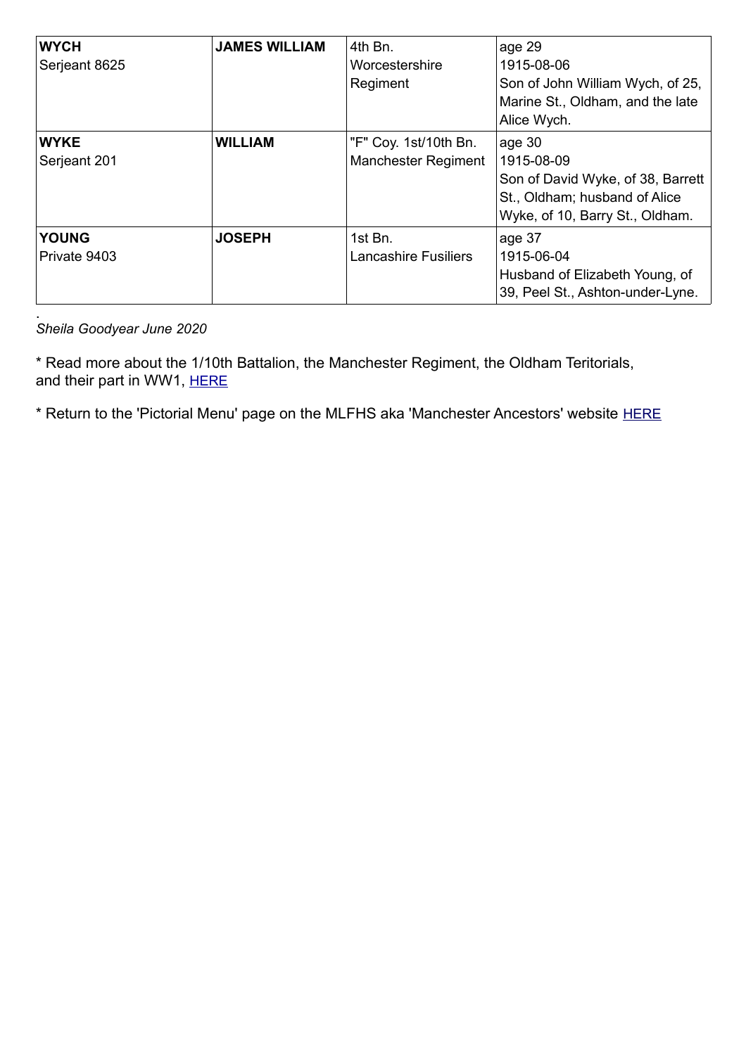| | | | |
|---|---|---|---|
| **WYCH**<br>Serjeant 8625 | **JAMES WILLIAM** | 4th Bn.<br>Worcestershire Regiment | age 29<br>1915-08-06<br>Son of John William Wych, of 25, Marine St., Oldham, and the late Alice Wych. |
| **WYKE**<br>Serjeant 201 | **WILLIAM** | "F" Coy. 1st/10th Bn. Manchester Regiment | age 30<br>1915-08-09<br>Son of David Wyke, of 38, Barrett St., Oldham; husband of Alice Wyke, of 10, Barry St., Oldham. |
| **YOUNG**<br>Private 9403 | **JOSEPH** | 1st Bn.<br>Lancashire Fusiliers | age 37<br>1915-06-04<br>Husband of Elizabeth Young, of 39, Peel St., Ashton-under-Lyne. |

.

*Sheila Goodyear June 2020*

* Read more about the 1/10th Battalion, the Manchester Regiment, the Oldham Teritorials, and their part in WW1, HERE

* Return to the 'Pictorial Menu' page on the MLFHS aka 'Manchester Ancestors' website HERE